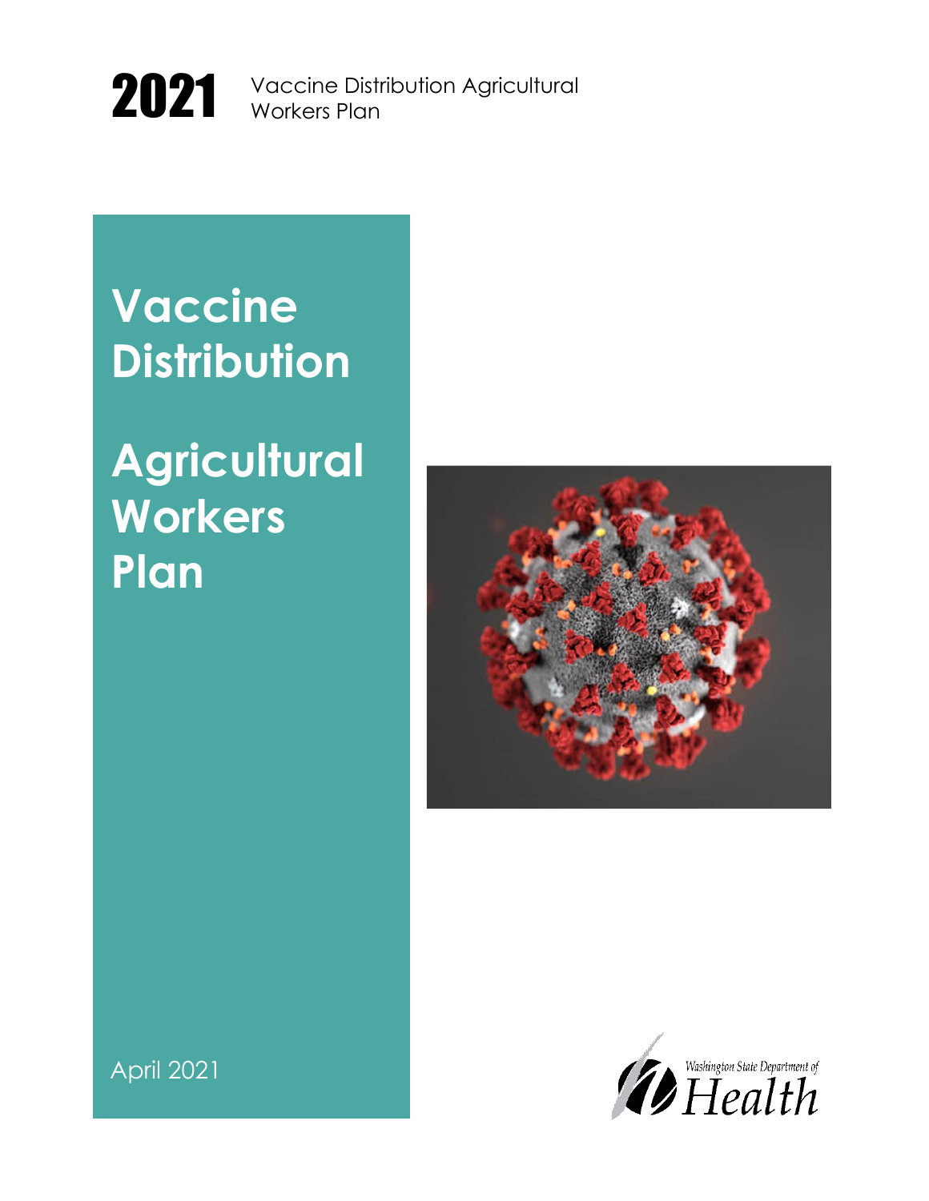2021 Vaccine Distribution Agricultural Workers Plan

# Vaccine Distribution

# Agricultural Workers Plan

April 2021

Washington State Department of Health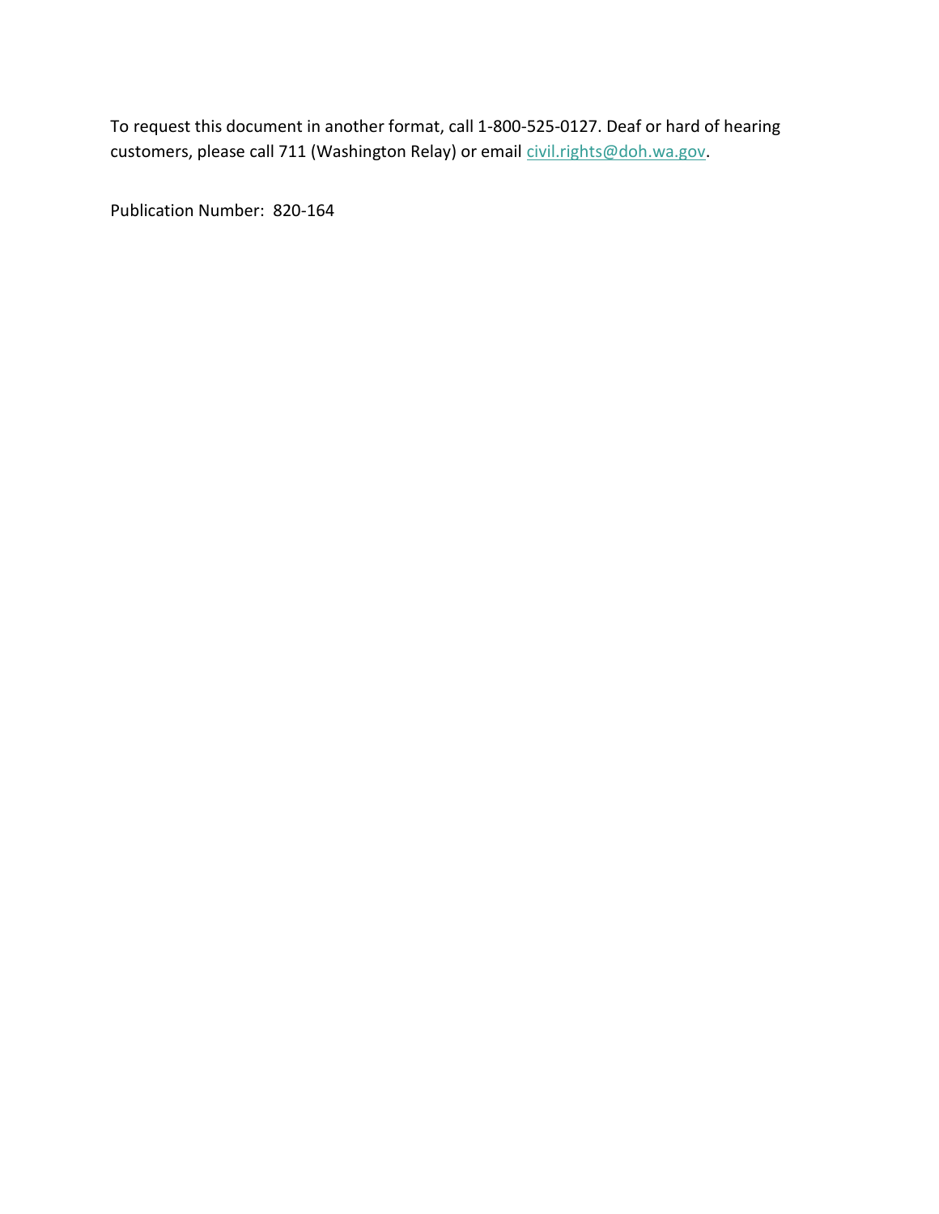To request this document in another format, call 1-800-525-0127. Deaf or hard of hearing customers, please call 711 (Washington Relay) or email [civil.rights@doh.wa.gov](mailto:civil.rights@doh.wa.gov).

Publication Number: 820-164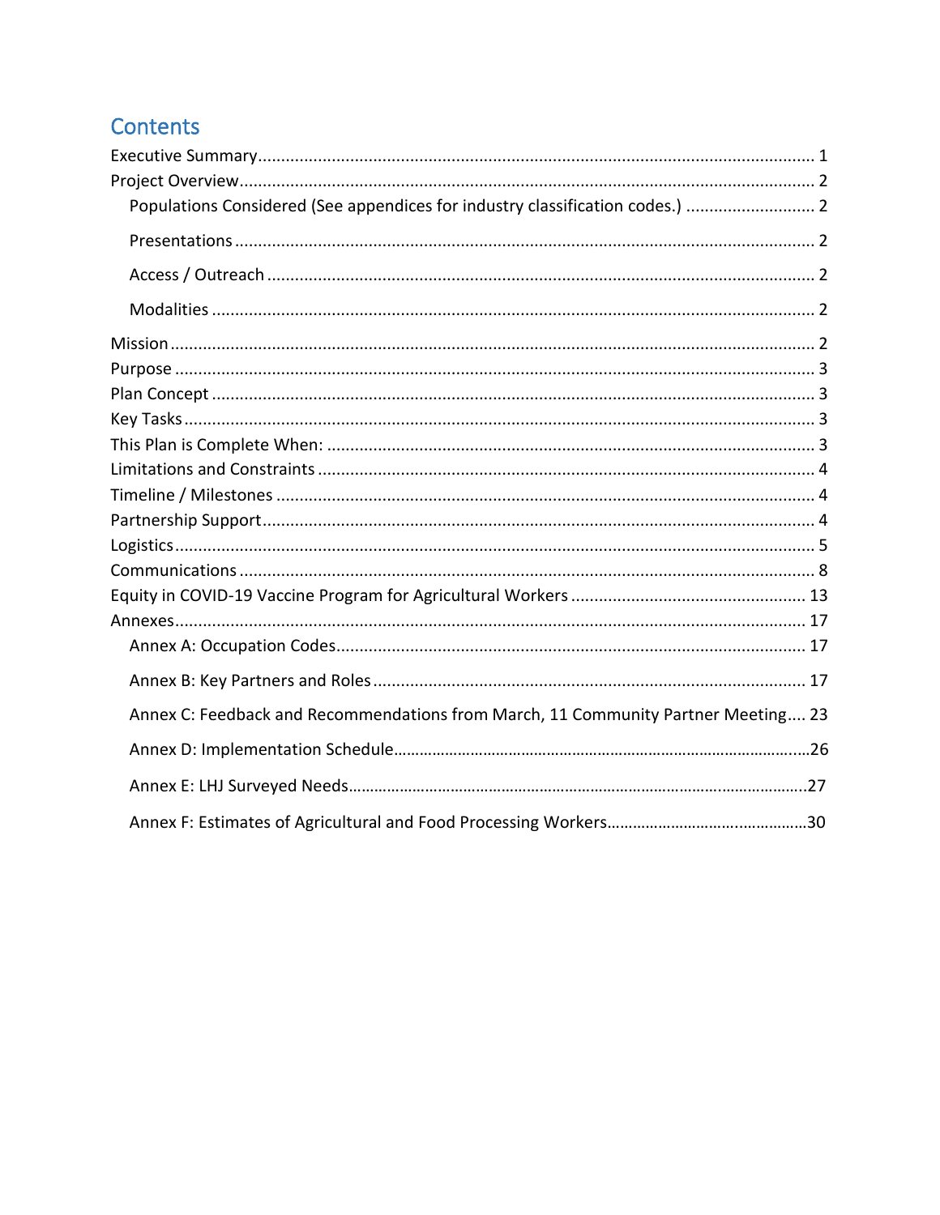# Contents

- Executive Summary ........ 1
- Project Overview ........ 2
  - Populations Considered (See appendices for industry classification codes.) ........ 2
  - Presentations ........ 2
  - Access / Outreach ........ 2
  - Modalities ........ 2
- Mission ........ 2
- Purpose ........ 3
- Plan Concept ........ 3
- Key Tasks ........ 3
- This Plan is Complete When: ........ 3
- Limitations and Constraints ........ 4
- Timeline / Milestones ........ 4
- Partnership Support ........ 4
- Logistics ........ 5
- Communications ........ 8
- Equity in COVID-19 Vaccine Program for Agricultural Workers ........ 13
- Annexes ........ 17
  - Annex A: Occupation Codes ........ 17
  - Annex B: Key Partners and Roles ........ 17
  - Annex C: Feedback and Recommendations from March, 11 Community Partner Meeting.... 23
  - Annex D: Implementation Schedule ........ 26
  - Annex E: LHJ Surveyed Needs ........ 27
  - Annex F: Estimates of Agricultural and Food Processing Workers ........ 30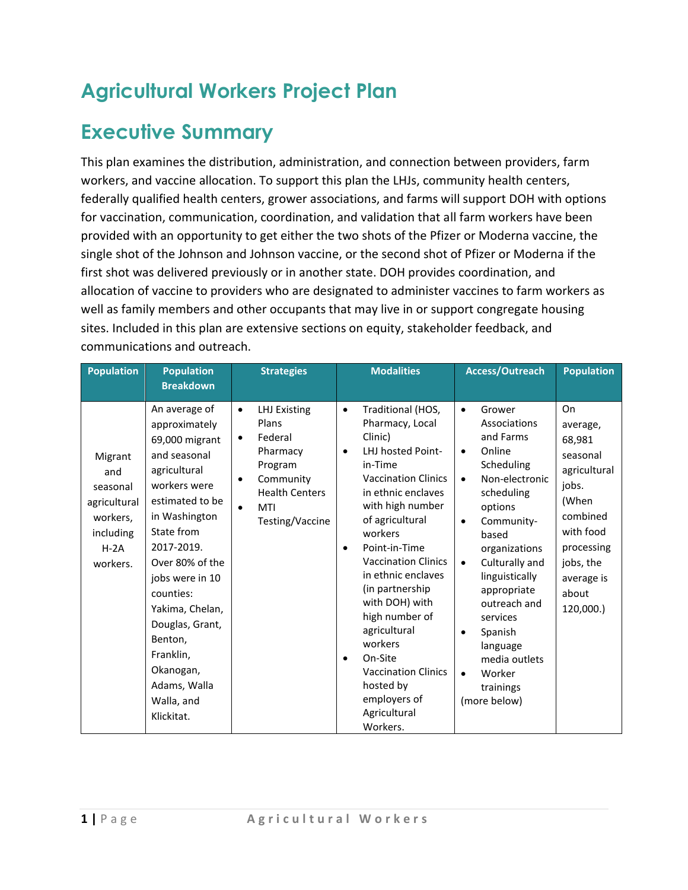# Agricultural Workers Project Plan

## Executive Summary

This plan examines the distribution, administration, and connection between providers, farm workers, and vaccine allocation. To support this plan the LHJs, community health centers, federally qualified health centers, grower associations, and farms will support DOH with options for vaccination, communication, coordination, and validation that all farm workers have been provided with an opportunity to get either the two shots of the Pfizer or Moderna vaccine, the single shot of the Johnson and Johnson vaccine, or the second shot of Pfizer or Moderna if the first shot was delivered previously or in another state. DOH provides coordination, and allocation of vaccine to providers who are designated to administer vaccines to farm workers as well as family members and other occupants that may live in or support congregate housing sites. Included in this plan are extensive sections on equity, stakeholder feedback, and communications and outreach.

| Population | Population Breakdown | Strategies | Modalities | Access/Outreach | Population |
|---|---|---|---|---|---|
| Migrant and seasonal agricultural workers, including H-2A workers. | An average of approximately 69,000 migrant and seasonal agricultural workers were estimated to be in Washington State from 2017-2019. Over 80% of the jobs were in 10 counties: Yakima, Chelan, Douglas, Grant, Benton, Franklin, Okanogan, Adams, Walla Walla, and Klickitat. | • LHJ Existing Plans<br>• Federal Pharmacy Program<br>• Community Health Centers<br>• MTI Testing/Vaccine | • Traditional (HOS, Pharmacy, Local Clinic)<br>• LHJ hosted Point-in-Time Vaccination Clinics in ethnic enclaves with high number of agricultural workers<br>• Point-in-Time Vaccination Clinics in ethnic enclaves (in partnership with DOH) with high number of agricultural workers<br>• On-Site Vaccination Clinics hosted by employers of Agricultural Workers. | • Grower Associations and Farms<br>• Online Scheduling<br>• Non-electronic scheduling options<br>• Community-based organizations<br>• Culturally and linguistically appropriate outreach and services<br>• Spanish language media outlets<br>• Worker trainings<br>(more below) | On average, 68,981 seasonal agricultural jobs. (When combined with food processing jobs, the average is about 120,000.) |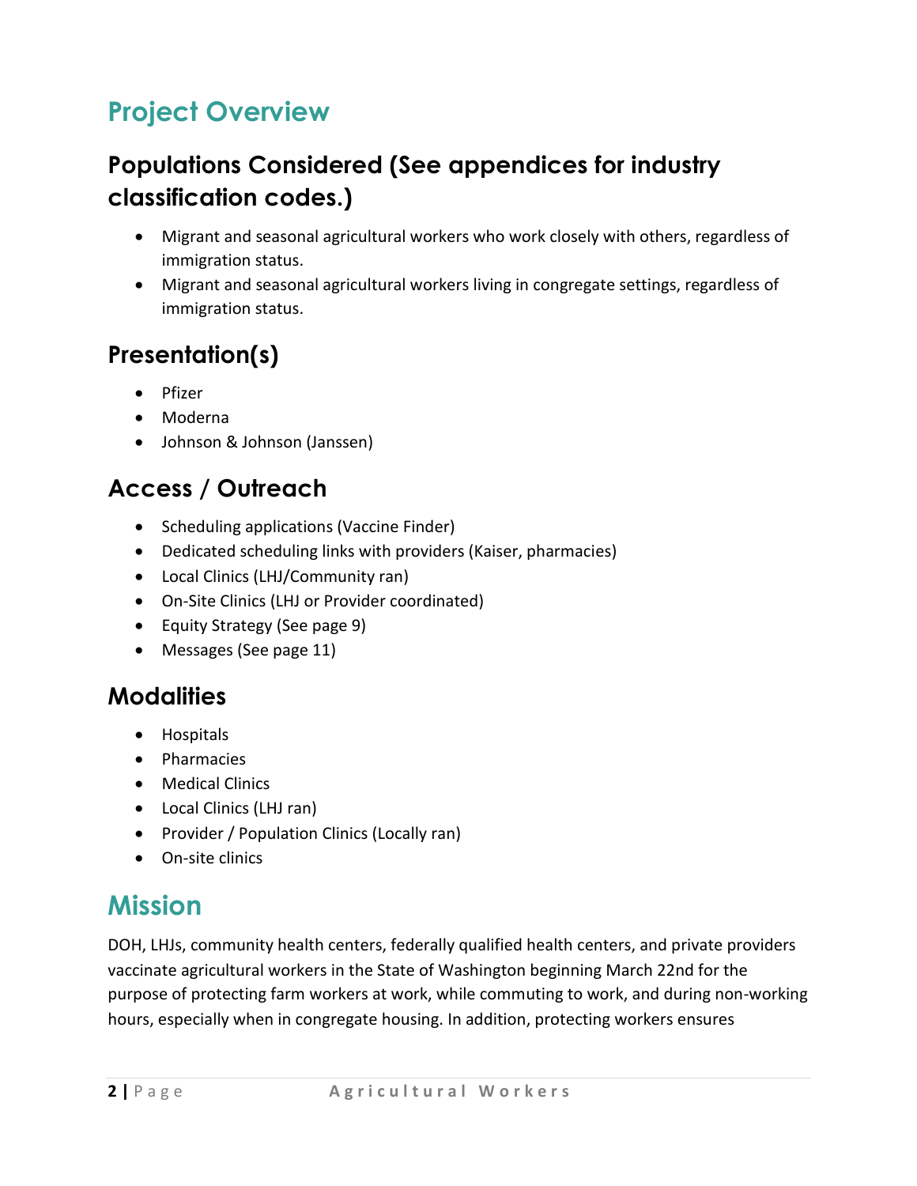# Project Overview

## Populations Considered (See appendices for industry classification codes.)

- Migrant and seasonal agricultural workers who work closely with others, regardless of immigration status.
- Migrant and seasonal agricultural workers living in congregate settings, regardless of immigration status.

## Presentation(s)

- Pfizer
- Moderna
- Johnson & Johnson (Janssen)

## Access / Outreach

- Scheduling applications (Vaccine Finder)
- Dedicated scheduling links with providers (Kaiser, pharmacies)
- Local Clinics (LHJ/Community ran)
- On-Site Clinics (LHJ or Provider coordinated)
- Equity Strategy (See page 9)
- Messages (See page 11)

## Modalities

- Hospitals
- Pharmacies
- Medical Clinics
- Local Clinics (LHJ ran)
- Provider / Population Clinics (Locally ran)
- On-site clinics

# Mission

DOH, LHJs, community health centers, federally qualified health centers, and private providers vaccinate agricultural workers in the State of Washington beginning March 22nd for the purpose of protecting farm workers at work, while commuting to work, and during non-working hours, especially when in congregate housing. In addition, protecting workers ensures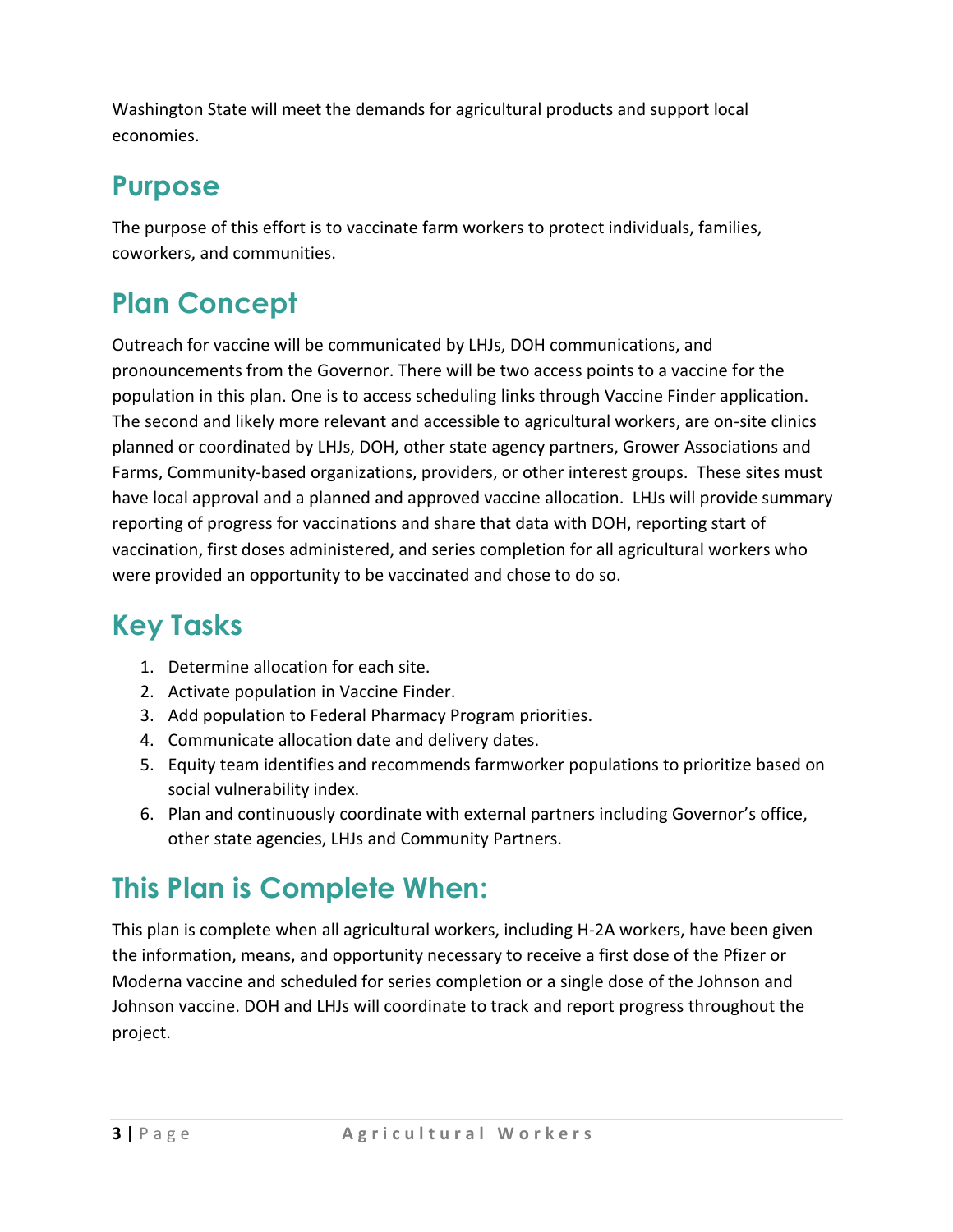Washington State will meet the demands for agricultural products and support local economies.

## Purpose

The purpose of this effort is to vaccinate farm workers to protect individuals, families, coworkers, and communities.

## Plan Concept

Outreach for vaccine will be communicated by LHJs, DOH communications, and pronouncements from the Governor. There will be two access points to a vaccine for the population in this plan. One is to access scheduling links through Vaccine Finder application. The second and likely more relevant and accessible to agricultural workers, are on-site clinics planned or coordinated by LHJs, DOH, other state agency partners, Grower Associations and Farms, Community-based organizations, providers, or other interest groups. These sites must have local approval and a planned and approved vaccine allocation. LHJs will provide summary reporting of progress for vaccinations and share that data with DOH, reporting start of vaccination, first doses administered, and series completion for all agricultural workers who were provided an opportunity to be vaccinated and chose to do so.

## Key Tasks

1. Determine allocation for each site.
2. Activate population in Vaccine Finder.
3. Add population to Federal Pharmacy Program priorities.
4. Communicate allocation date and delivery dates.
5. Equity team identifies and recommends farmworker populations to prioritize based on social vulnerability index.
6. Plan and continuously coordinate with external partners including Governor's office, other state agencies, LHJs and Community Partners.

## This Plan is Complete When:

This plan is complete when all agricultural workers, including H-2A workers, have been given the information, means, and opportunity necessary to receive a first dose of the Pfizer or Moderna vaccine and scheduled for series completion or a single dose of the Johnson and Johnson vaccine. DOH and LHJs will coordinate to track and report progress throughout the project.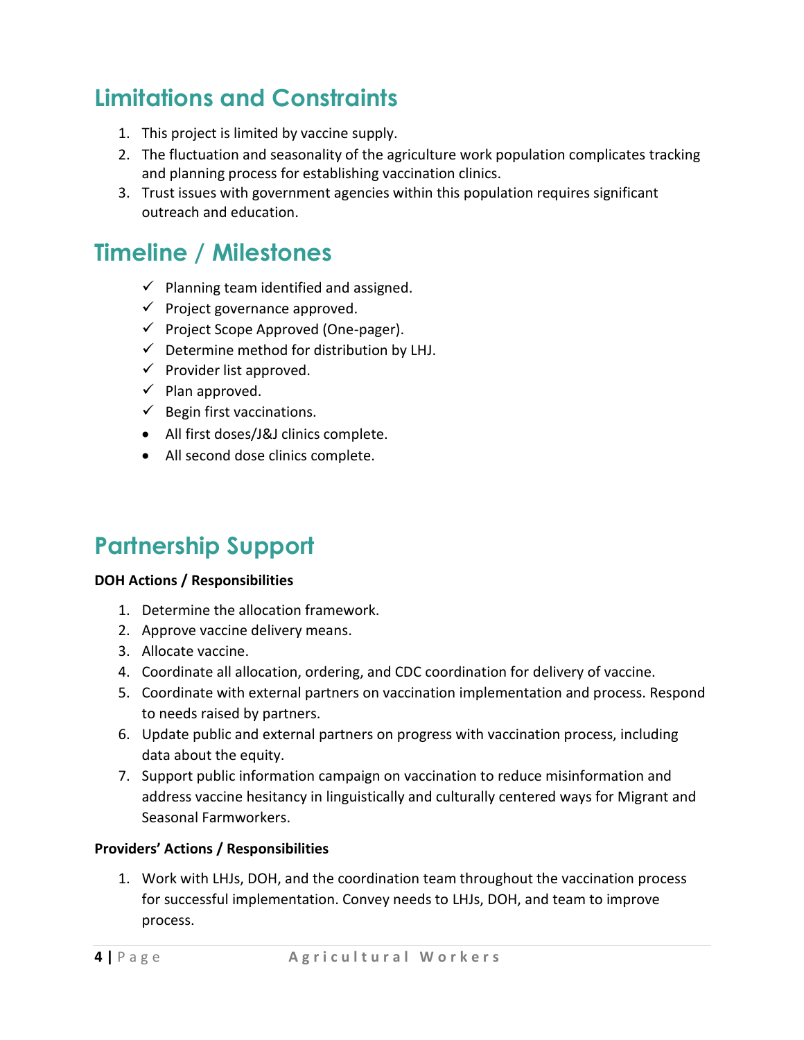## Limitations and Constraints

1. This project is limited by vaccine supply.
2. The fluctuation and seasonality of the agriculture work population complicates tracking and planning process for establishing vaccination clinics.
3. Trust issues with government agencies within this population requires significant outreach and education.

## Timeline / Milestones

- ✓ Planning team identified and assigned.
- ✓ Project governance approved.
- ✓ Project Scope Approved (One-pager).
- ✓ Determine method for distribution by LHJ.
- ✓ Provider list approved.
- ✓ Plan approved.
- ✓ Begin first vaccinations.
- All first doses/J&J clinics complete.
- All second dose clinics complete.

## Partnership Support

**DOH Actions / Responsibilities**

1. Determine the allocation framework.
2. Approve vaccine delivery means.
3. Allocate vaccine.
4. Coordinate all allocation, ordering, and CDC coordination for delivery of vaccine.
5. Coordinate with external partners on vaccination implementation and process. Respond to needs raised by partners.
6. Update public and external partners on progress with vaccination process, including data about the equity.
7. Support public information campaign on vaccination to reduce misinformation and address vaccine hesitancy in linguistically and culturally centered ways for Migrant and Seasonal Farmworkers.

**Providers' Actions / Responsibilities**

1. Work with LHJs, DOH, and the coordination team throughout the vaccination process for successful implementation. Convey needs to LHJs, DOH, and team to improve process.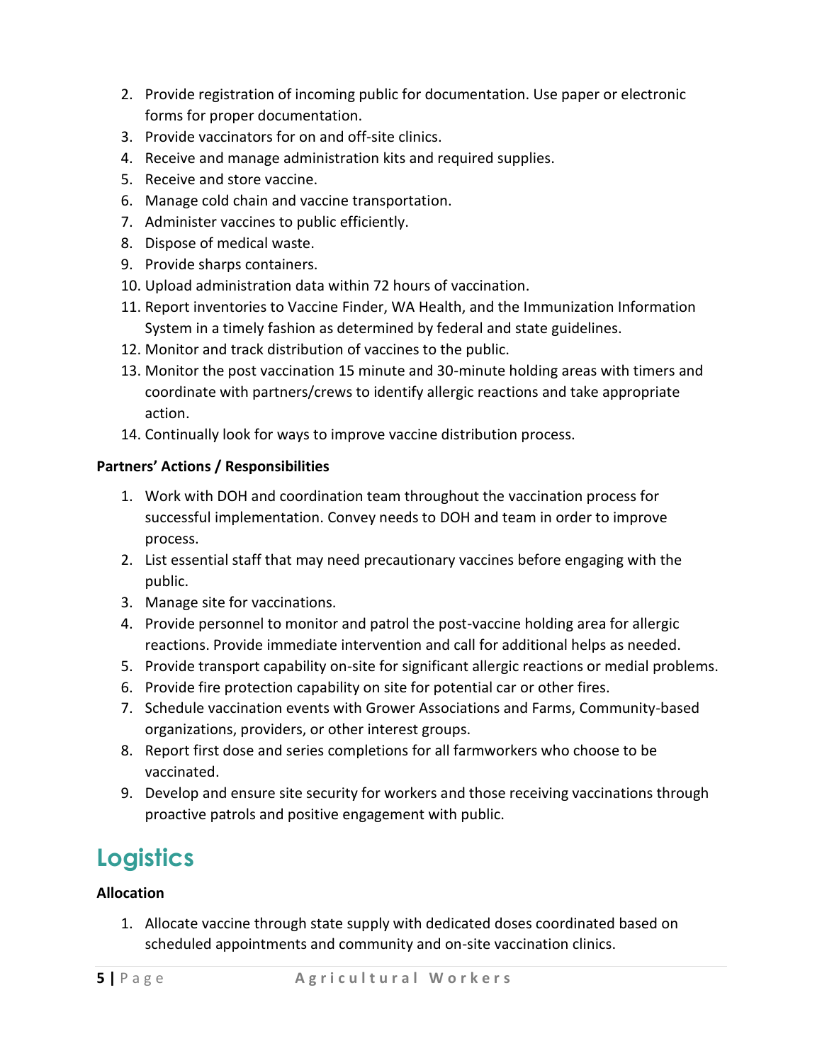2. Provide registration of incoming public for documentation. Use paper or electronic forms for proper documentation.
3. Provide vaccinators for on and off-site clinics.
4. Receive and manage administration kits and required supplies.
5. Receive and store vaccine.
6. Manage cold chain and vaccine transportation.
7. Administer vaccines to public efficiently.
8. Dispose of medical waste.
9. Provide sharps containers.
10. Upload administration data within 72 hours of vaccination.
11. Report inventories to Vaccine Finder, WA Health, and the Immunization Information System in a timely fashion as determined by federal and state guidelines.
12. Monitor and track distribution of vaccines to the public.
13. Monitor the post vaccination 15 minute and 30-minute holding areas with timers and coordinate with partners/crews to identify allergic reactions and take appropriate action.
14. Continually look for ways to improve vaccine distribution process.

**Partners' Actions / Responsibilities**

1. Work with DOH and coordination team throughout the vaccination process for successful implementation. Convey needs to DOH and team in order to improve process.
2. List essential staff that may need precautionary vaccines before engaging with the public.
3. Manage site for vaccinations.
4. Provide personnel to monitor and patrol the post-vaccine holding area for allergic reactions. Provide immediate intervention and call for additional helps as needed.
5. Provide transport capability on-site for significant allergic reactions or medial problems.
6. Provide fire protection capability on site for potential car or other fires.
7. Schedule vaccination events with Grower Associations and Farms, Community-based organizations, providers, or other interest groups.
8. Report first dose and series completions for all farmworkers who choose to be vaccinated.
9. Develop and ensure site security for workers and those receiving vaccinations through proactive patrols and positive engagement with public.

# Logistics

**Allocation**

1. Allocate vaccine through state supply with dedicated doses coordinated based on scheduled appointments and community and on-site vaccination clinics.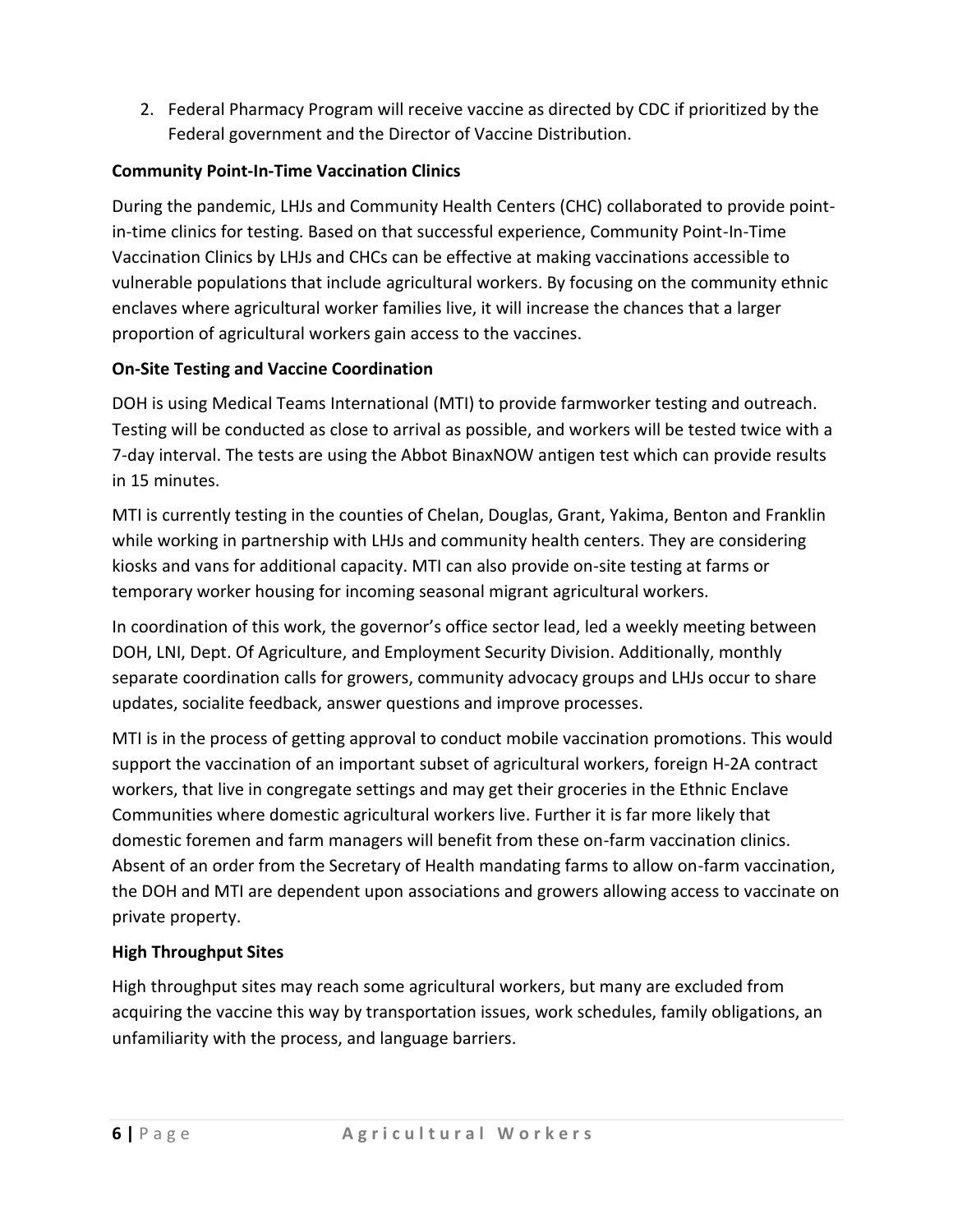2. Federal Pharmacy Program will receive vaccine as directed by CDC if prioritized by the Federal government and the Director of Vaccine Distribution.

### Community Point-In-Time Vaccination Clinics

During the pandemic, LHJs and Community Health Centers (CHC) collaborated to provide point-in-time clinics for testing. Based on that successful experience, Community Point-In-Time Vaccination Clinics by LHJs and CHCs can be effective at making vaccinations accessible to vulnerable populations that include agricultural workers. By focusing on the community ethnic enclaves where agricultural worker families live, it will increase the chances that a larger proportion of agricultural workers gain access to the vaccines.

### On-Site Testing and Vaccine Coordination

DOH is using Medical Teams International (MTI) to provide farmworker testing and outreach. Testing will be conducted as close to arrival as possible, and workers will be tested twice with a 7-day interval. The tests are using the Abbot BinaxNOW antigen test which can provide results in 15 minutes.

MTI is currently testing in the counties of Chelan, Douglas, Grant, Yakima, Benton and Franklin while working in partnership with LHJs and community health centers. They are considering kiosks and vans for additional capacity. MTI can also provide on-site testing at farms or temporary worker housing for incoming seasonal migrant agricultural workers.

In coordination of this work, the governor's office sector lead, led a weekly meeting between DOH, LNI, Dept. Of Agriculture, and Employment Security Division. Additionally, monthly separate coordination calls for growers, community advocacy groups and LHJs occur to share updates, socialite feedback, answer questions and improve processes.

MTI is in the process of getting approval to conduct mobile vaccination promotions. This would support the vaccination of an important subset of agricultural workers, foreign H-2A contract workers, that live in congregate settings and may get their groceries in the Ethnic Enclave Communities where domestic agricultural workers live. Further it is far more likely that domestic foremen and farm managers will benefit from these on-farm vaccination clinics. Absent of an order from the Secretary of Health mandating farms to allow on-farm vaccination, the DOH and MTI are dependent upon associations and growers allowing access to vaccinate on private property.

### High Throughput Sites

High throughput sites may reach some agricultural workers, but many are excluded from acquiring the vaccine this way by transportation issues, work schedules, family obligations, an unfamiliarity with the process, and language barriers.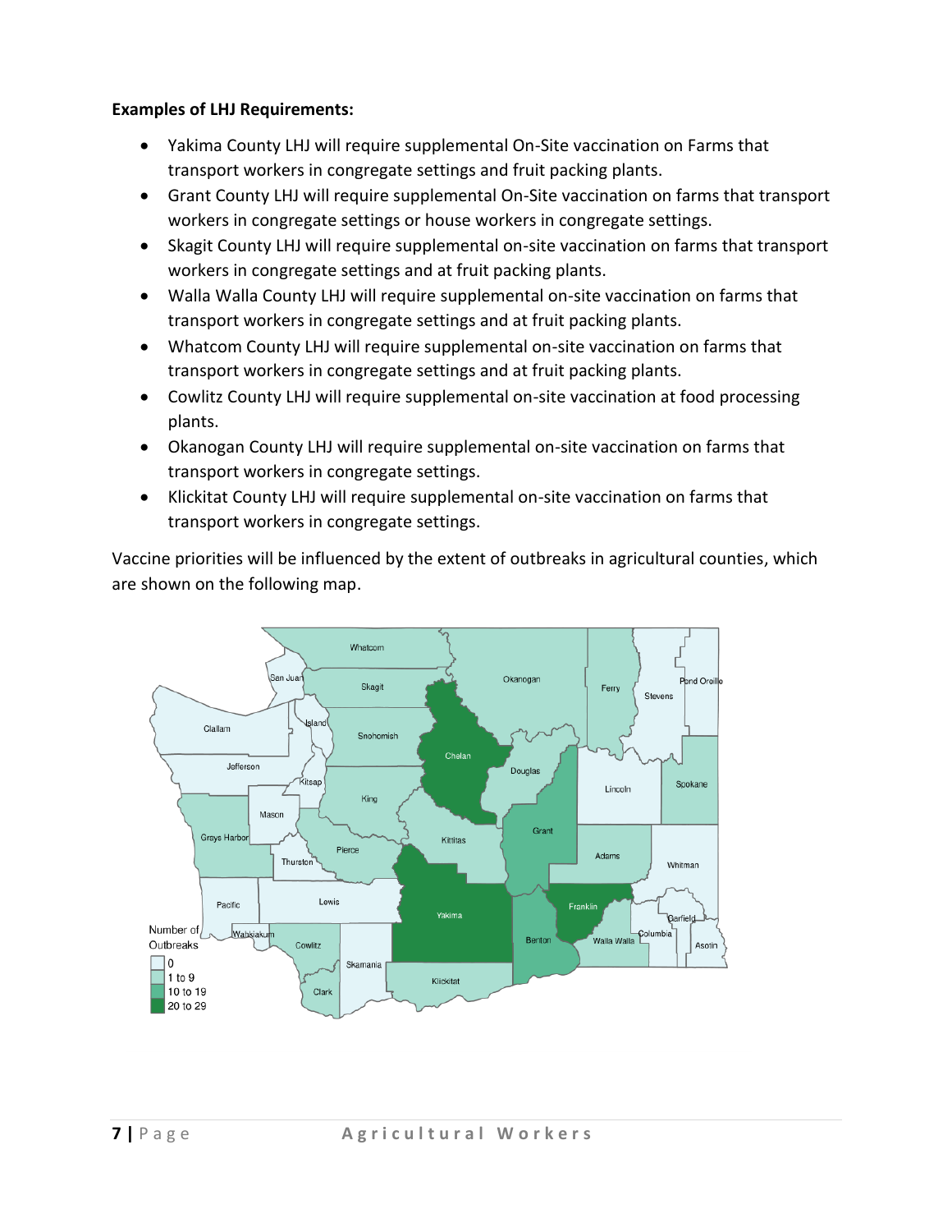**Examples of LHJ Requirements:**

- Yakima County LHJ will require supplemental On-Site vaccination on Farms that transport workers in congregate settings and fruit packing plants.
- Grant County LHJ will require supplemental On-Site vaccination on farms that transport workers in congregate settings or house workers in congregate settings.
- Skagit County LHJ will require supplemental on-site vaccination on farms that transport workers in congregate settings and at fruit packing plants.
- Walla Walla County LHJ will require supplemental on-site vaccination on farms that transport workers in congregate settings and at fruit packing plants.
- Whatcom County LHJ will require supplemental on-site vaccination on farms that transport workers in congregate settings and at fruit packing plants.
- Cowlitz County LHJ will require supplemental on-site vaccination at food processing plants.
- Okanogan County LHJ will require supplemental on-site vaccination on farms that transport workers in congregate settings.
- Klickitat County LHJ will require supplemental on-site vaccination on farms that transport workers in congregate settings.

Vaccine priorities will be influenced by the extent of outbreaks in agricultural counties, which are shown on the following map.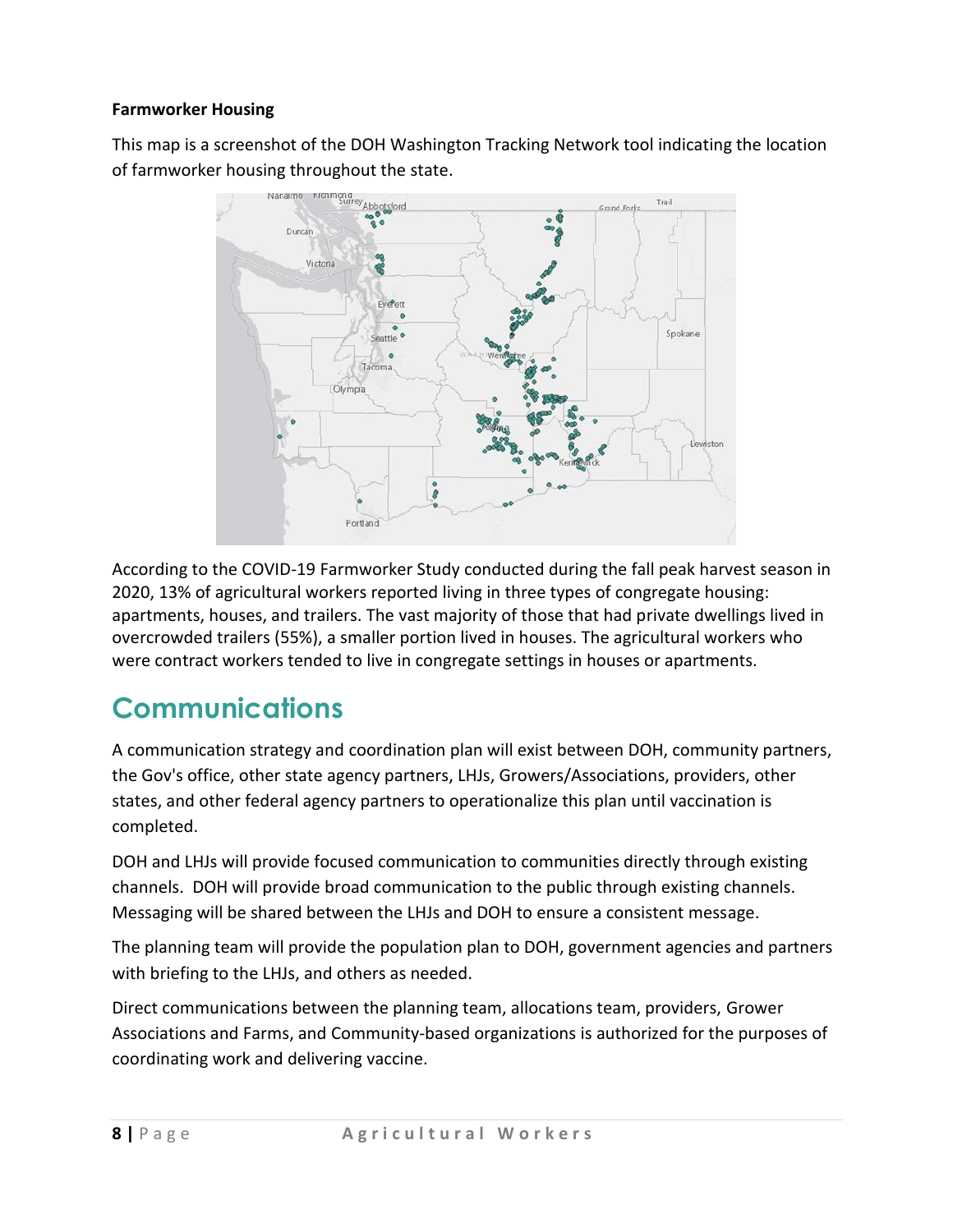**Farmworker Housing**

This map is a screenshot of the DOH Washington Tracking Network tool indicating the location of farmworker housing throughout the state.

According to the COVID-19 Farmworker Study conducted during the fall peak harvest season in 2020, 13% of agricultural workers reported living in three types of congregate housing: apartments, houses, and trailers. The vast majority of those that had private dwellings lived in overcrowded trailers (55%), a smaller portion lived in houses. The agricultural workers who were contract workers tended to live in congregate settings in houses or apartments.

# Communications

A communication strategy and coordination plan will exist between DOH, community partners, the Gov's office, other state agency partners, LHJs, Growers/Associations, providers, other states, and other federal agency partners to operationalize this plan until vaccination is completed.

DOH and LHJs will provide focused communication to communities directly through existing channels. DOH will provide broad communication to the public through existing channels. Messaging will be shared between the LHJs and DOH to ensure a consistent message.

The planning team will provide the population plan to DOH, government agencies and partners with briefing to the LHJs, and others as needed.

Direct communications between the planning team, allocations team, providers, Grower Associations and Farms, and Community-based organizations is authorized for the purposes of coordinating work and delivering vaccine.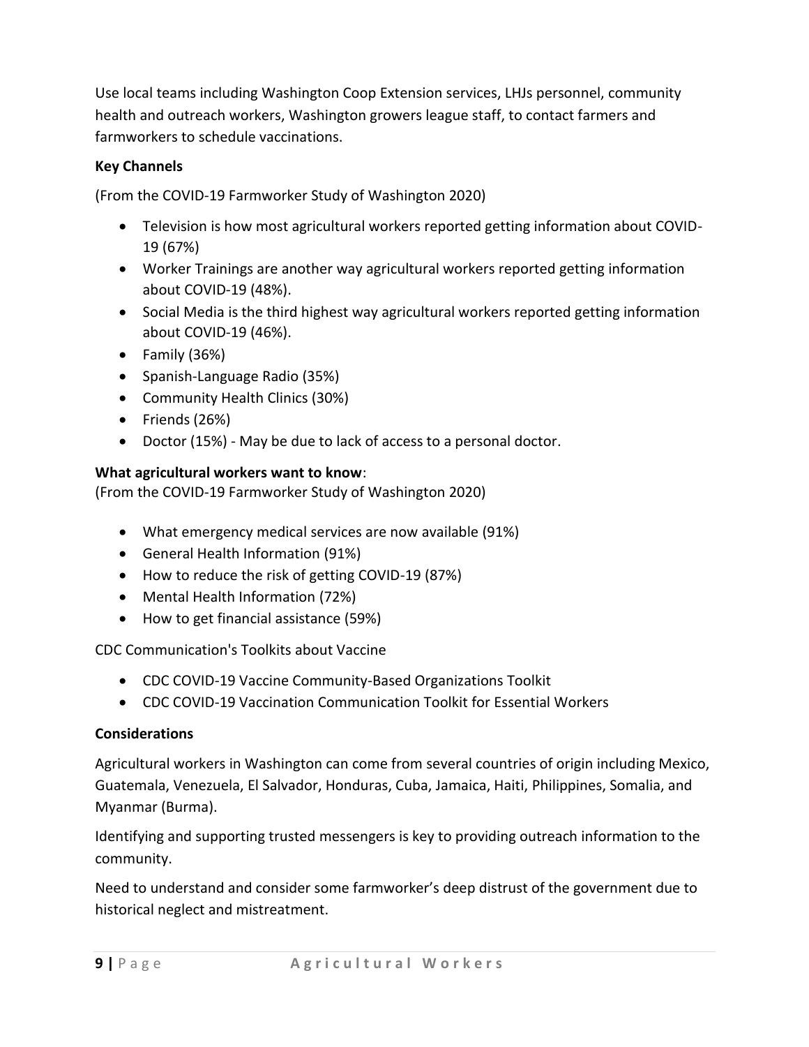Use local teams including Washington Coop Extension services, LHJs personnel, community health and outreach workers, Washington growers league staff, to contact farmers and farmworkers to schedule vaccinations.

**Key Channels**

(From the COVID-19 Farmworker Study of Washington 2020)

- Television is how most agricultural workers reported getting information about COVID-19 (67%)
- Worker Trainings are another way agricultural workers reported getting information about COVID-19 (48%).
- Social Media is the third highest way agricultural workers reported getting information about COVID-19 (46%).
- Family (36%)
- Spanish-Language Radio (35%)
- Community Health Clinics (30%)
- Friends (26%)
- Doctor (15%) - May be due to lack of access to a personal doctor.

**What agricultural workers want to know**:
(From the COVID-19 Farmworker Study of Washington 2020)

- What emergency medical services are now available (91%)
- General Health Information (91%)
- How to reduce the risk of getting COVID-19 (87%)
- Mental Health Information (72%)
- How to get financial assistance (59%)

CDC Communication's Toolkits about Vaccine

- CDC COVID-19 Vaccine Community-Based Organizations Toolkit
- CDC COVID-19 Vaccination Communication Toolkit for Essential Workers

**Considerations**

Agricultural workers in Washington can come from several countries of origin including Mexico, Guatemala, Venezuela, El Salvador, Honduras, Cuba, Jamaica, Haiti, Philippines, Somalia, and Myanmar (Burma).

Identifying and supporting trusted messengers is key to providing outreach information to the community.

Need to understand and consider some farmworker's deep distrust of the government due to historical neglect and mistreatment.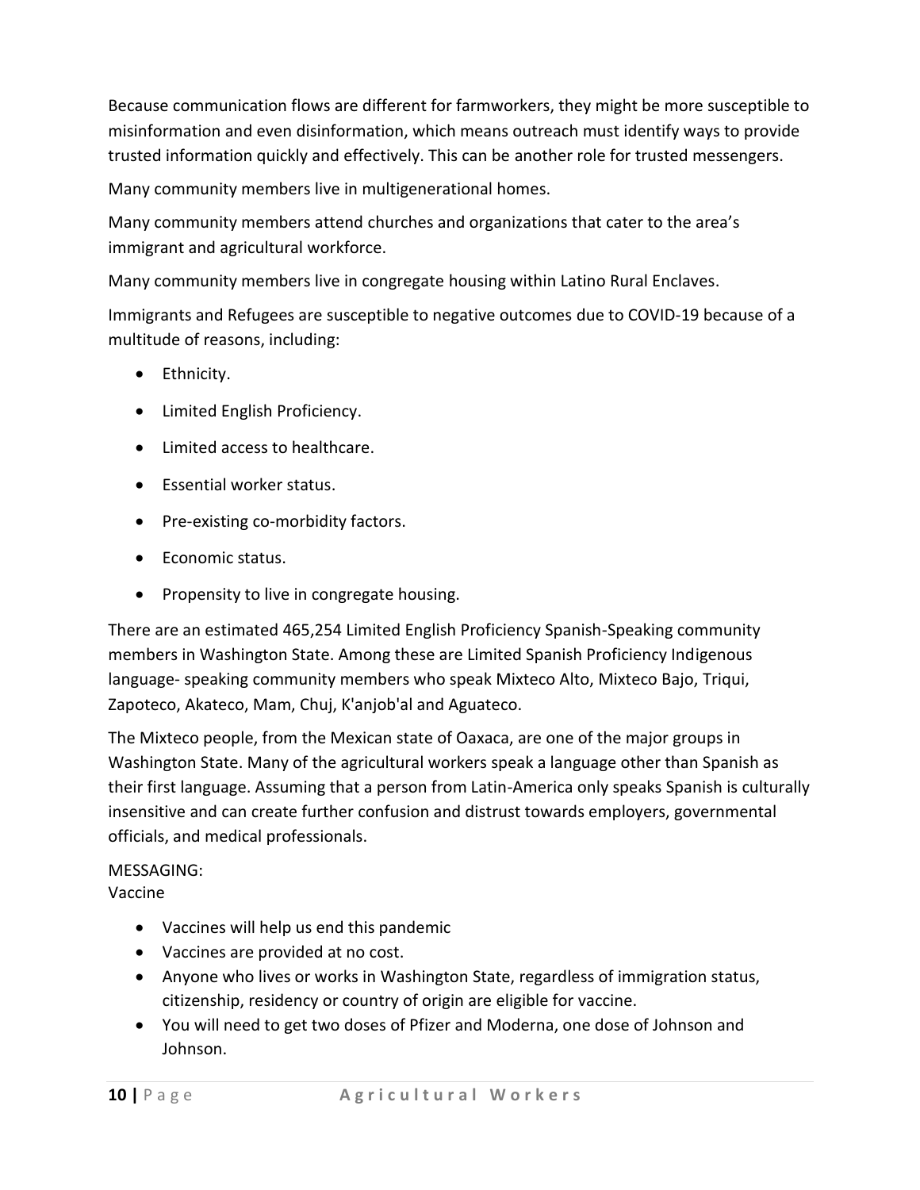Because communication flows are different for farmworkers, they might be more susceptible to misinformation and even disinformation, which means outreach must identify ways to provide trusted information quickly and effectively. This can be another role for trusted messengers.

Many community members live in multigenerational homes.

Many community members attend churches and organizations that cater to the area's immigrant and agricultural workforce.

Many community members live in congregate housing within Latino Rural Enclaves.

Immigrants and Refugees are susceptible to negative outcomes due to COVID-19 because of a multitude of reasons, including:

- Ethnicity.
- Limited English Proficiency.
- Limited access to healthcare.
- Essential worker status.
- Pre-existing co-morbidity factors.
- Economic status.
- Propensity to live in congregate housing.

There are an estimated 465,254 Limited English Proficiency Spanish-Speaking community members in Washington State. Among these are Limited Spanish Proficiency Indigenous language- speaking community members who speak Mixteco Alto, Mixteco Bajo, Triqui, Zapoteco, Akateco, Mam, Chuj, K'anjob'al and Aguateco.

The Mixteco people, from the Mexican state of Oaxaca, are one of the major groups in Washington State. Many of the agricultural workers speak a language other than Spanish as their first language. Assuming that a person from Latin-America only speaks Spanish is culturally insensitive and can create further confusion and distrust towards employers, governmental officials, and medical professionals.

MESSAGING:
Vaccine

- Vaccines will help us end this pandemic
- Vaccines are provided at no cost.
- Anyone who lives or works in Washington State, regardless of immigration status, citizenship, residency or country of origin are eligible for vaccine.
- You will need to get two doses of Pfizer and Moderna, one dose of Johnson and Johnson.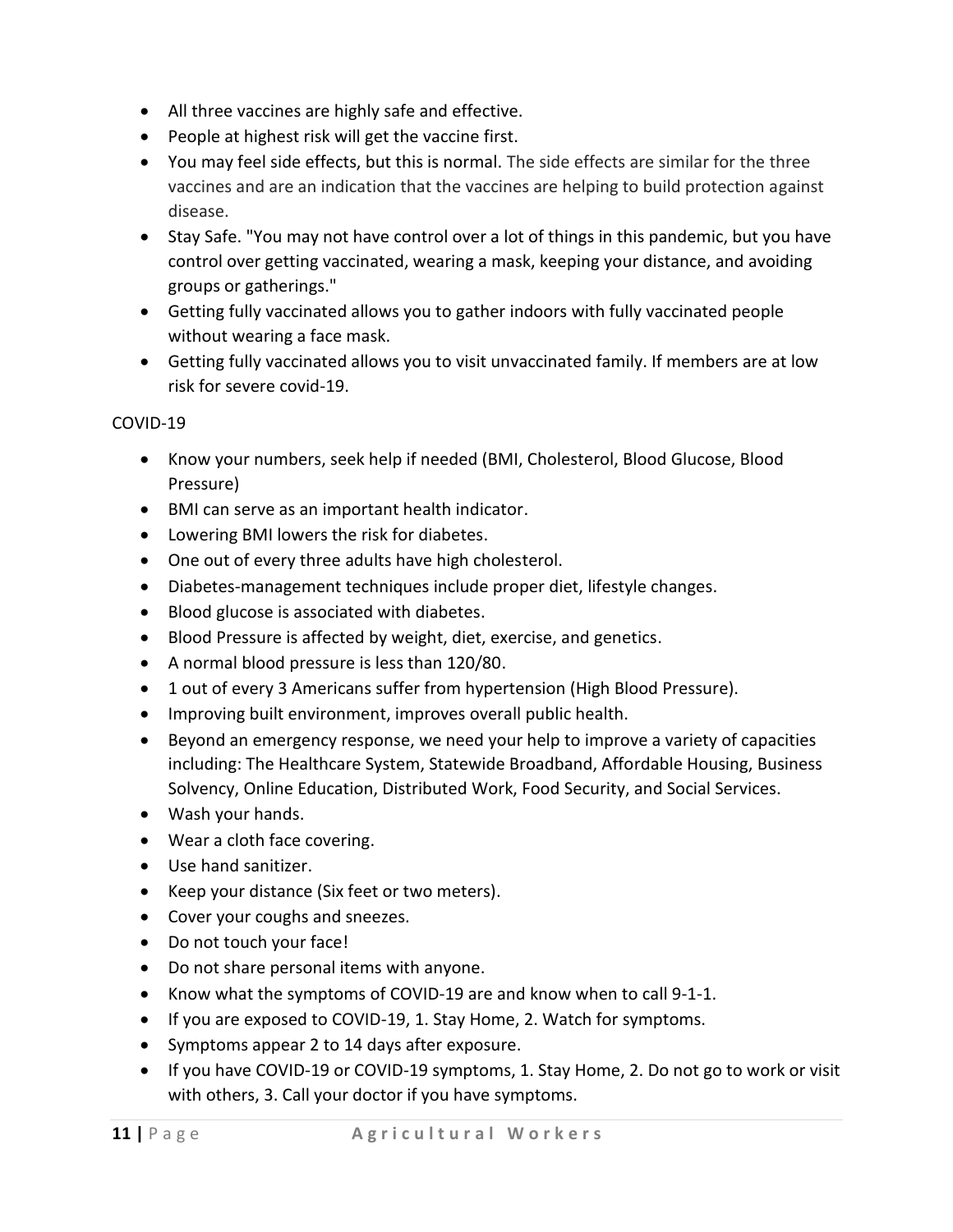- All three vaccines are highly safe and effective.
- People at highest risk will get the vaccine first.
- You may feel side effects, but this is normal. The side effects are similar for the three vaccines and are an indication that the vaccines are helping to build protection against disease.
- Stay Safe. "You may not have control over a lot of things in this pandemic, but you have control over getting vaccinated, wearing a mask, keeping your distance, and avoiding groups or gatherings."
- Getting fully vaccinated allows you to gather indoors with fully vaccinated people without wearing a face mask.
- Getting fully vaccinated allows you to visit unvaccinated family. If members are at low risk for severe covid-19.

COVID-19

- Know your numbers, seek help if needed (BMI, Cholesterol, Blood Glucose, Blood Pressure)
- BMI can serve as an important health indicator.
- Lowering BMI lowers the risk for diabetes.
- One out of every three adults have high cholesterol.
- Diabetes-management techniques include proper diet, lifestyle changes.
- Blood glucose is associated with diabetes.
- Blood Pressure is affected by weight, diet, exercise, and genetics.
- A normal blood pressure is less than 120/80.
- 1 out of every 3 Americans suffer from hypertension (High Blood Pressure).
- Improving built environment, improves overall public health.
- Beyond an emergency response, we need your help to improve a variety of capacities including: The Healthcare System, Statewide Broadband, Affordable Housing, Business Solvency, Online Education, Distributed Work, Food Security, and Social Services.
- Wash your hands.
- Wear a cloth face covering.
- Use hand sanitizer.
- Keep your distance (Six feet or two meters).
- Cover your coughs and sneezes.
- Do not touch your face!
- Do not share personal items with anyone.
- Know what the symptoms of COVID-19 are and know when to call 9-1-1.
- If you are exposed to COVID-19, 1. Stay Home, 2. Watch for symptoms.
- Symptoms appear 2 to 14 days after exposure.
- If you have COVID-19 or COVID-19 symptoms, 1. Stay Home, 2. Do not go to work or visit with others, 3. Call your doctor if you have symptoms.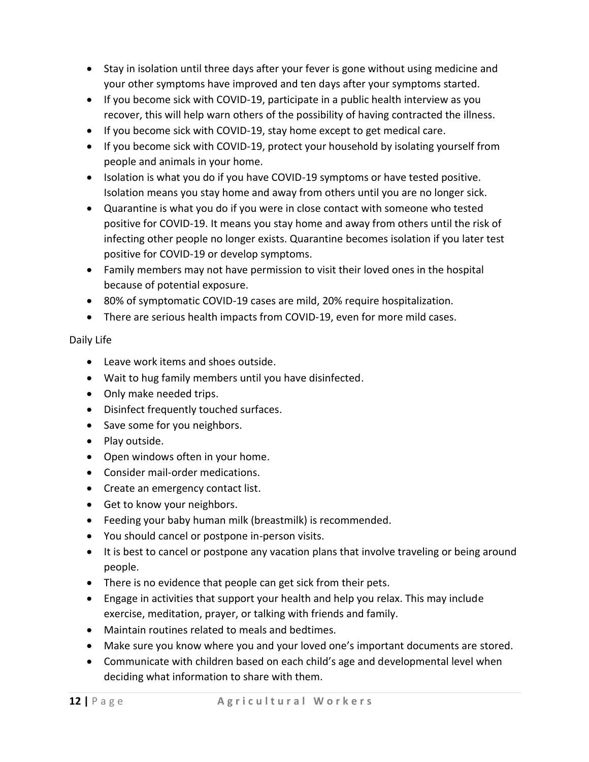- Stay in isolation until three days after your fever is gone without using medicine and your other symptoms have improved and ten days after your symptoms started.
- If you become sick with COVID-19, participate in a public health interview as you recover, this will help warn others of the possibility of having contracted the illness.
- If you become sick with COVID-19, stay home except to get medical care.
- If you become sick with COVID-19, protect your household by isolating yourself from people and animals in your home.
- Isolation is what you do if you have COVID-19 symptoms or have tested positive. Isolation means you stay home and away from others until you are no longer sick.
- Quarantine is what you do if you were in close contact with someone who tested positive for COVID-19. It means you stay home and away from others until the risk of infecting other people no longer exists. Quarantine becomes isolation if you later test positive for COVID-19 or develop symptoms.
- Family members may not have permission to visit their loved ones in the hospital because of potential exposure.
- 80% of symptomatic COVID-19 cases are mild, 20% require hospitalization.
- There are serious health impacts from COVID-19, even for more mild cases.

Daily Life

- Leave work items and shoes outside.
- Wait to hug family members until you have disinfected.
- Only make needed trips.
- Disinfect frequently touched surfaces.
- Save some for you neighbors.
- Play outside.
- Open windows often in your home.
- Consider mail-order medications.
- Create an emergency contact list.
- Get to know your neighbors.
- Feeding your baby human milk (breastmilk) is recommended.
- You should cancel or postpone in-person visits.
- It is best to cancel or postpone any vacation plans that involve traveling or being around people.
- There is no evidence that people can get sick from their pets.
- Engage in activities that support your health and help you relax. This may include exercise, meditation, prayer, or talking with friends and family.
- Maintain routines related to meals and bedtimes.
- Make sure you know where you and your loved one's important documents are stored.
- Communicate with children based on each child's age and developmental level when deciding what information to share with them.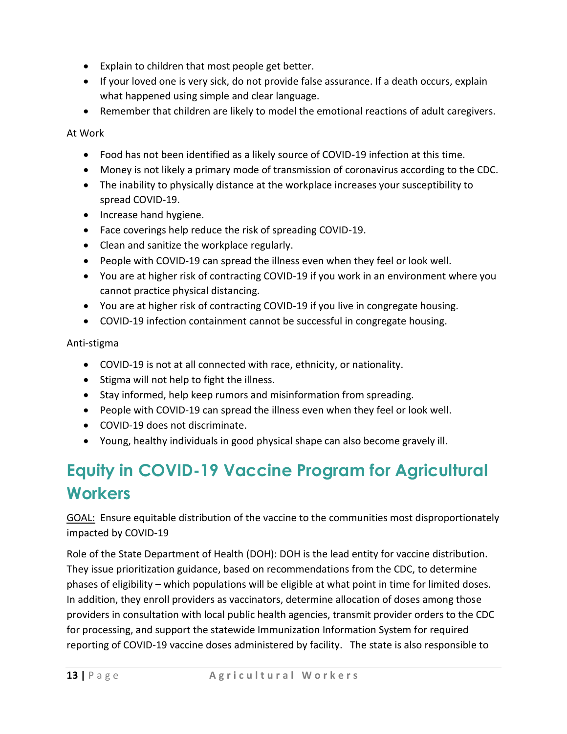- Explain to children that most people get better.
- If your loved one is very sick, do not provide false assurance. If a death occurs, explain what happened using simple and clear language.
- Remember that children are likely to model the emotional reactions of adult caregivers.

At Work

- Food has not been identified as a likely source of COVID-19 infection at this time.
- Money is not likely a primary mode of transmission of coronavirus according to the CDC.
- The inability to physically distance at the workplace increases your susceptibility to spread COVID-19.
- Increase hand hygiene.
- Face coverings help reduce the risk of spreading COVID-19.
- Clean and sanitize the workplace regularly.
- People with COVID-19 can spread the illness even when they feel or look well.
- You are at higher risk of contracting COVID-19 if you work in an environment where you cannot practice physical distancing.
- You are at higher risk of contracting COVID-19 if you live in congregate housing.
- COVID-19 infection containment cannot be successful in congregate housing.

Anti-stigma

- COVID-19 is not at all connected with race, ethnicity, or nationality.
- Stigma will not help to fight the illness.
- Stay informed, help keep rumors and misinformation from spreading.
- People with COVID-19 can spread the illness even when they feel or look well.
- COVID-19 does not discriminate.
- Young, healthy individuals in good physical shape can also become gravely ill.

# Equity in COVID-19 Vaccine Program for Agricultural Workers

GOAL: Ensure equitable distribution of the vaccine to the communities most disproportionately impacted by COVID-19

Role of the State Department of Health (DOH): DOH is the lead entity for vaccine distribution. They issue prioritization guidance, based on recommendations from the CDC, to determine phases of eligibility – which populations will be eligible at what point in time for limited doses. In addition, they enroll providers as vaccinators, determine allocation of doses among those providers in consultation with local public health agencies, transmit provider orders to the CDC for processing, and support the statewide Immunization Information System for required reporting of COVID-19 vaccine doses administered by facility. The state is also responsible to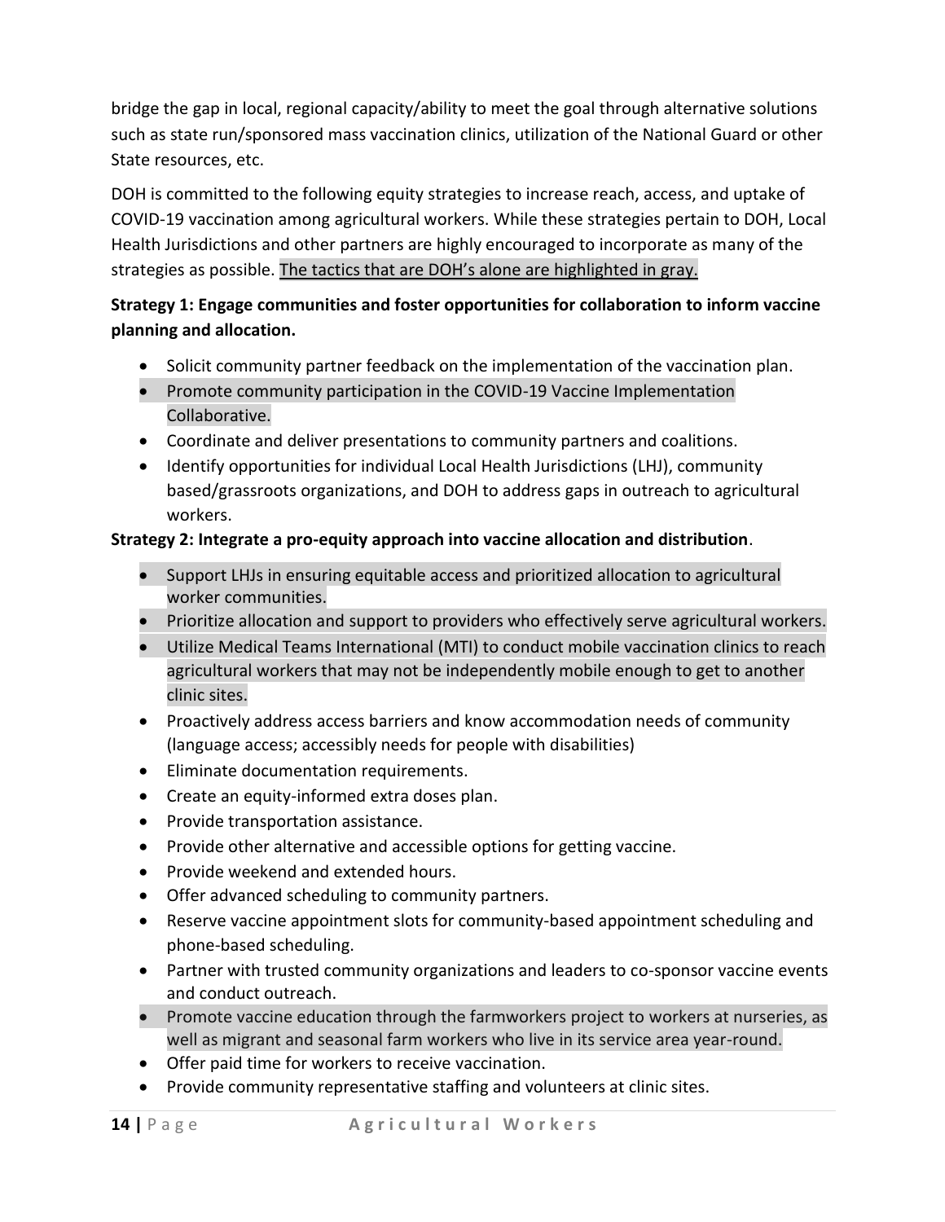bridge the gap in local, regional capacity/ability to meet the goal through alternative solutions such as state run/sponsored mass vaccination clinics, utilization of the National Guard or other State resources, etc.

DOH is committed to the following equity strategies to increase reach, access, and uptake of COVID-19 vaccination among agricultural workers. While these strategies pertain to DOH, Local Health Jurisdictions and other partners are highly encouraged to incorporate as many of the strategies as possible. The tactics that are DOH's alone are highlighted in gray.

**Strategy 1: Engage communities and foster opportunities for collaboration to inform vaccine planning and allocation.**

- Solicit community partner feedback on the implementation of the vaccination plan.
- Promote community participation in the COVID-19 Vaccine Implementation Collaborative.
- Coordinate and deliver presentations to community partners and coalitions.
- Identify opportunities for individual Local Health Jurisdictions (LHJ), community based/grassroots organizations, and DOH to address gaps in outreach to agricultural workers.

**Strategy 2: Integrate a pro-equity approach into vaccine allocation and distribution**.

- Support LHJs in ensuring equitable access and prioritized allocation to agricultural worker communities.
- Prioritize allocation and support to providers who effectively serve agricultural workers.
- Utilize Medical Teams International (MTI) to conduct mobile vaccination clinics to reach agricultural workers that may not be independently mobile enough to get to another clinic sites.
- Proactively address access barriers and know accommodation needs of community (language access; accessibly needs for people with disabilities)
- Eliminate documentation requirements.
- Create an equity-informed extra doses plan.
- Provide transportation assistance.
- Provide other alternative and accessible options for getting vaccine.
- Provide weekend and extended hours.
- Offer advanced scheduling to community partners.
- Reserve vaccine appointment slots for community-based appointment scheduling and phone-based scheduling.
- Partner with trusted community organizations and leaders to co-sponsor vaccine events and conduct outreach.
- Promote vaccine education through the farmworkers project to workers at nurseries, as well as migrant and seasonal farm workers who live in its service area year-round.
- Offer paid time for workers to receive vaccination.
- Provide community representative staffing and volunteers at clinic sites.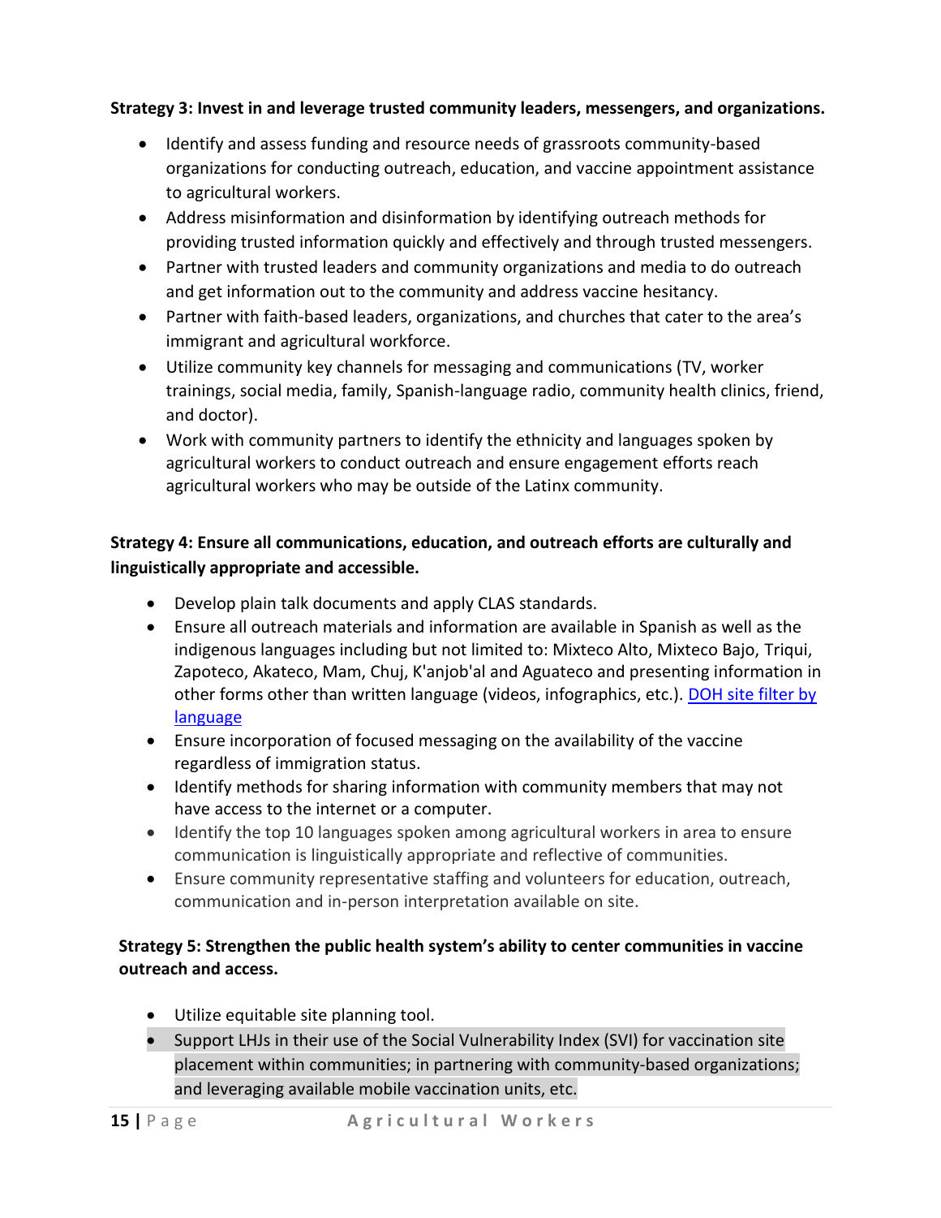**Strategy 3: Invest in and leverage trusted community leaders, messengers, and organizations.**

- Identify and assess funding and resource needs of grassroots community-based organizations for conducting outreach, education, and vaccine appointment assistance to agricultural workers.
- Address misinformation and disinformation by identifying outreach methods for providing trusted information quickly and effectively and through trusted messengers.
- Partner with trusted leaders and community organizations and media to do outreach and get information out to the community and address vaccine hesitancy.
- Partner with faith-based leaders, organizations, and churches that cater to the area's immigrant and agricultural workforce.
- Utilize community key channels for messaging and communications (TV, worker trainings, social media, family, Spanish-language radio, community health clinics, friend, and doctor).
- Work with community partners to identify the ethnicity and languages spoken by agricultural workers to conduct outreach and ensure engagement efforts reach agricultural workers who may be outside of the Latinx community.

**Strategy 4: Ensure all communications, education, and outreach efforts are culturally and linguistically appropriate and accessible.**

- Develop plain talk documents and apply CLAS standards.
- Ensure all outreach materials and information are available in Spanish as well as the indigenous languages including but not limited to: Mixteco Alto, Mixteco Bajo, Triqui, Zapoteco, Akateco, Mam, Chuj, K'anjob'al and Aguateco and presenting information in other forms other than written language (videos, infographics, etc.). DOH site filter by language
- Ensure incorporation of focused messaging on the availability of the vaccine regardless of immigration status.
- Identify methods for sharing information with community members that may not have access to the internet or a computer.
- Identify the top 10 languages spoken among agricultural workers in area to ensure communication is linguistically appropriate and reflective of communities.
- Ensure community representative staffing and volunteers for education, outreach, communication and in-person interpretation available on site.

**Strategy 5: Strengthen the public health system's ability to center communities in vaccine outreach and access.**

- Utilize equitable site planning tool.
- Support LHJs in their use of the Social Vulnerability Index (SVI) for vaccination site placement within communities; in partnering with community-based organizations; and leveraging available mobile vaccination units, etc.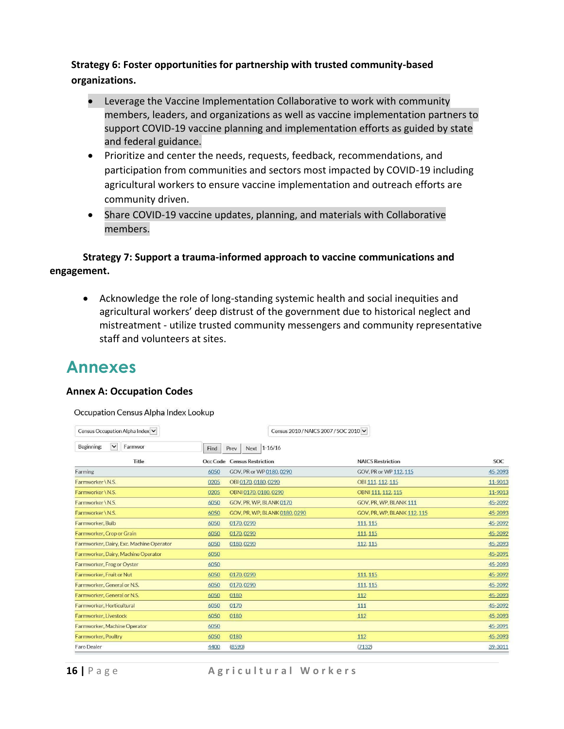**Strategy 6: Foster opportunities for partnership with trusted community-based organizations.**

- Leverage the Vaccine Implementation Collaborative to work with community members, leaders, and organizations as well as vaccine implementation partners to support COVID-19 vaccine planning and implementation efforts as guided by state and federal guidance.
- Prioritize and center the needs, requests, feedback, recommendations, and participation from communities and sectors most impacted by COVID-19 including agricultural workers to ensure vaccine implementation and outreach efforts are community driven.
- Share COVID-19 vaccine updates, planning, and materials with Collaborative members.

**Strategy 7: Support a trauma-informed approach to vaccine communications and engagement.**

- Acknowledge the role of long-standing systemic health and social inequities and agricultural workers' deep distrust of the government due to historical neglect and mistreatment - utilize trusted community messengers and community representative staff and volunteers at sites.

# Annexes

### Annex A: Occupation Codes

Occupation Census Alpha Index Lookup

Census Occupation Alpha Index | Census 2010 / NAICS 2007 / SOC 2010

Beginning: Farmwor | Find | Prev | Next | 1-16/16

| Title | Occ Code | Census Restriction | NAICS Restriction | SOC |
|---|---|---|---|---|
| Farming | 6050 | GOV, PR or WP 0180, 0290 | GOV, PR or WP 112, 115 | 45-2093 |
| Farmworker \ N.S. | 0205 | OBI 0170, 0180, 0290 | OBI 111, 112, 115 | 11-9013 |
| Farmworker \ N.S. | 0205 | OBNI 0170, 0180, 0290 | OBNI 111, 112, 115 | 11-9013 |
| Farmworker \ N.S. | 6050 | GOV, PR, WP, BLANK 0170 | GOV, PR, WP, BLANK 111 | 45-2092 |
| Farmworker \ N.S. | 6050 | GOV, PR, WP, BLANK 0180, 0290 | GOV, PR, WP, BLANK 112, 115 | 45-2093 |
| Farmworker, Bulb | 6050 | 0170, 0290 | 111, 115 | 45-2092 |
| Farmworker, Crop or Grain | 6050 | 0170, 0290 | 111, 115 | 45-2092 |
| Farmworker, Dairy, Exc. Machine Operator | 6050 | 0180, 0290 | 112, 115 | 45-2093 |
| Farmworker, Dairy, Machine Operator | 6050 | | | 45-2091 |
| Farmworker, Frog or Oyster | 6050 | | | 45-2093 |
| Farmworker, Fruit or Nut | 6050 | 0170, 0290 | 111, 115 | 45-2092 |
| Farmworker, General or N.S. | 6050 | 0170, 0290 | 111, 115 | 45-2092 |
| Farmworker, General or N.S. | 6050 | 0180 | 112 | 45-2093 |
| Farmworker, Horticultural | 6050 | 0170 | 111 | 45-2092 |
| Farmworker, Livestock | 6050 | 0180 | 112 | 45-2093 |
| Farmworker, Machine Operator | 6050 | | | 45-2091 |
| Farmworker, Poultry | 6050 | 0180 | 112 | 45-2093 |
| Faro Dealer | 4400 | (8590) | (7132) | 39-3011 |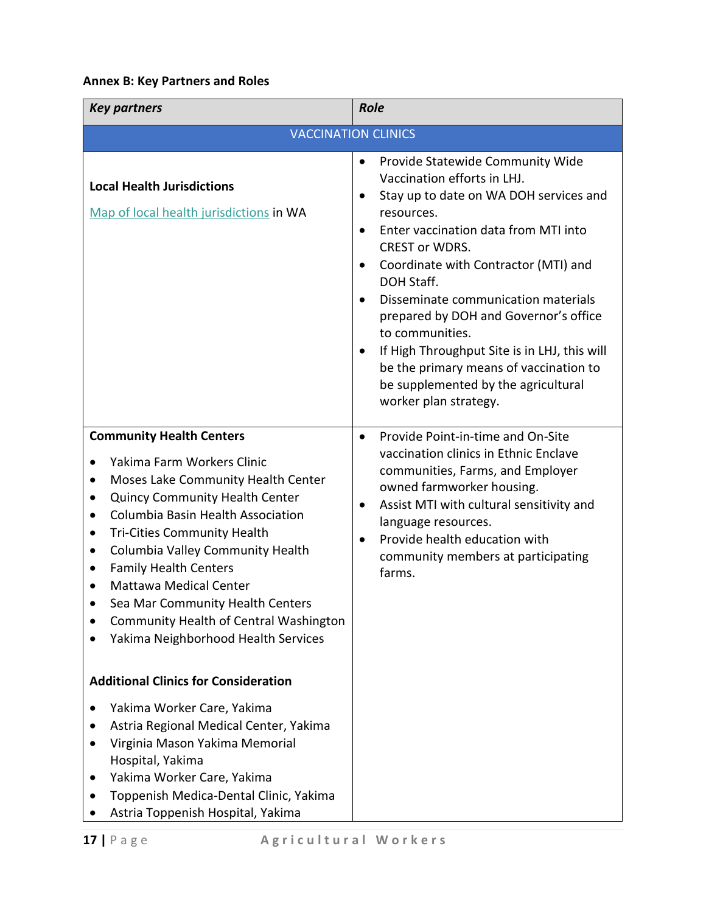**Annex B: Key Partners and Roles**

| ***Key partners*** | ***Role*** |
|---|---|
| VACCINATION CLINICS | |
| **Local Health Jurisdictions**<br><br>Map of local health jurisdictions in WA | • Provide Statewide Community Wide Vaccination efforts in LHJ.<br>• Stay up to date on WA DOH services and resources.<br>• Enter vaccination data from MTI into CREST or WDRS.<br>• Coordinate with Contractor (MTI) and DOH Staff.<br>• Disseminate communication materials prepared by DOH and Governor's office to communities.<br>• If High Throughput Site is in LHJ, this will be the primary means of vaccination to be supplemented by the agricultural worker plan strategy. |
| **Community Health Centers**<br>• Yakima Farm Workers Clinic<br>• Moses Lake Community Health Center<br>• Quincy Community Health Center<br>• Columbia Basin Health Association<br>• Tri-Cities Community Health<br>• Columbia Valley Community Health<br>• Family Health Centers<br>• Mattawa Medical Center<br>• Sea Mar Community Health Centers<br>• Community Health of Central Washington<br>• Yakima Neighborhood Health Services<br><br>**Additional Clinics for Consideration**<br>• Yakima Worker Care, Yakima<br>• Astria Regional Medical Center, Yakima<br>• Virginia Mason Yakima Memorial Hospital, Yakima<br>• Yakima Worker Care, Yakima<br>• Toppenish Medica-Dental Clinic, Yakima<br>• Astria Toppenish Hospital, Yakima | • Provide Point-in-time and On-Site vaccination clinics in Ethnic Enclave communities, Farms, and Employer owned farmworker housing.<br>• Assist MTI with cultural sensitivity and language resources.<br>• Provide health education with community members at participating farms. |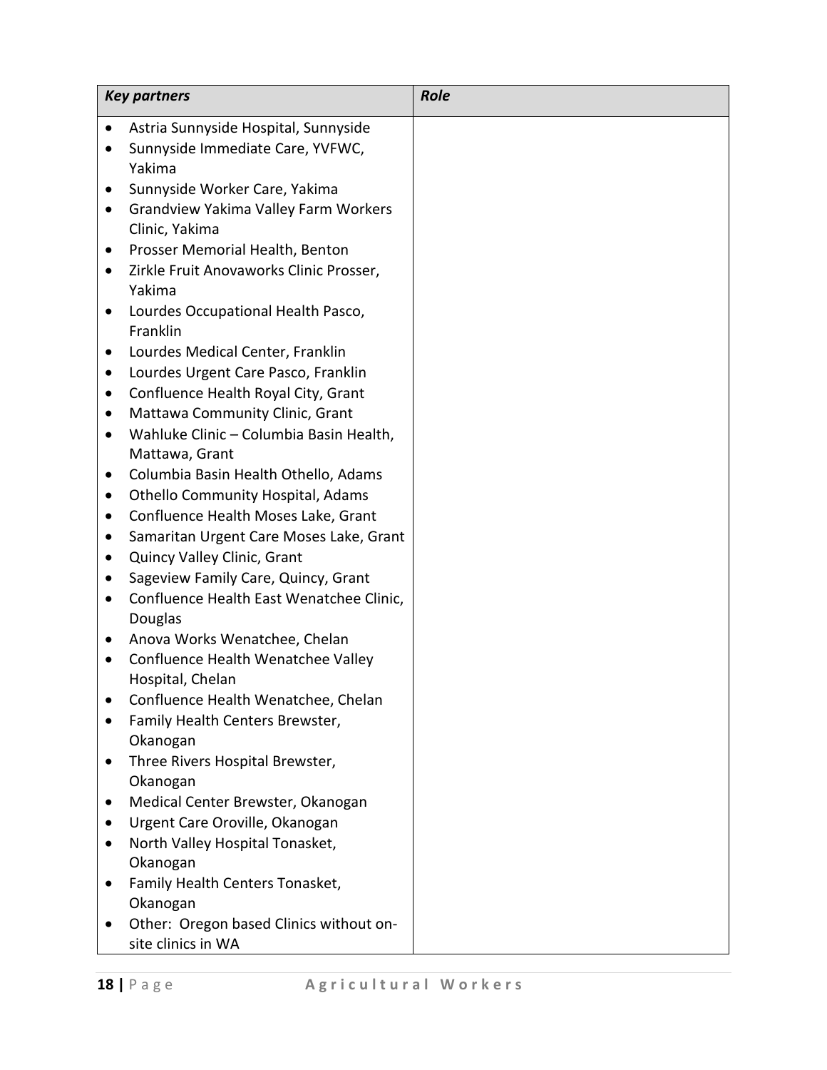| *Key partners* | *Role* |
|---|---|
| • Astria Sunnyside Hospital, Sunnyside<br>• Sunnyside Immediate Care, YVFWC, Yakima<br>• Sunnyside Worker Care, Yakima<br>• Grandview Yakima Valley Farm Workers Clinic, Yakima<br>• Prosser Memorial Health, Benton<br>• Zirkle Fruit Anovaworks Clinic Prosser, Yakima<br>• Lourdes Occupational Health Pasco, Franklin<br>• Lourdes Medical Center, Franklin<br>• Lourdes Urgent Care Pasco, Franklin<br>• Confluence Health Royal City, Grant<br>• Mattawa Community Clinic, Grant<br>• Wahluke Clinic – Columbia Basin Health, Mattawa, Grant<br>• Columbia Basin Health Othello, Adams<br>• Othello Community Hospital, Adams<br>• Confluence Health Moses Lake, Grant<br>• Samaritan Urgent Care Moses Lake, Grant<br>• Quincy Valley Clinic, Grant<br>• Sageview Family Care, Quincy, Grant<br>• Confluence Health East Wenatchee Clinic, Douglas<br>• Anova Works Wenatchee, Chelan<br>• Confluence Health Wenatchee Valley Hospital, Chelan<br>• Confluence Health Wenatchee, Chelan<br>• Family Health Centers Brewster, Okanogan<br>• Three Rivers Hospital Brewster, Okanogan<br>• Medical Center Brewster, Okanogan<br>• Urgent Care Oroville, Okanogan<br>• North Valley Hospital Tonasket, Okanogan<br>• Family Health Centers Tonasket, Okanogan<br>• Other: Oregon based Clinics without on-site clinics in WA | |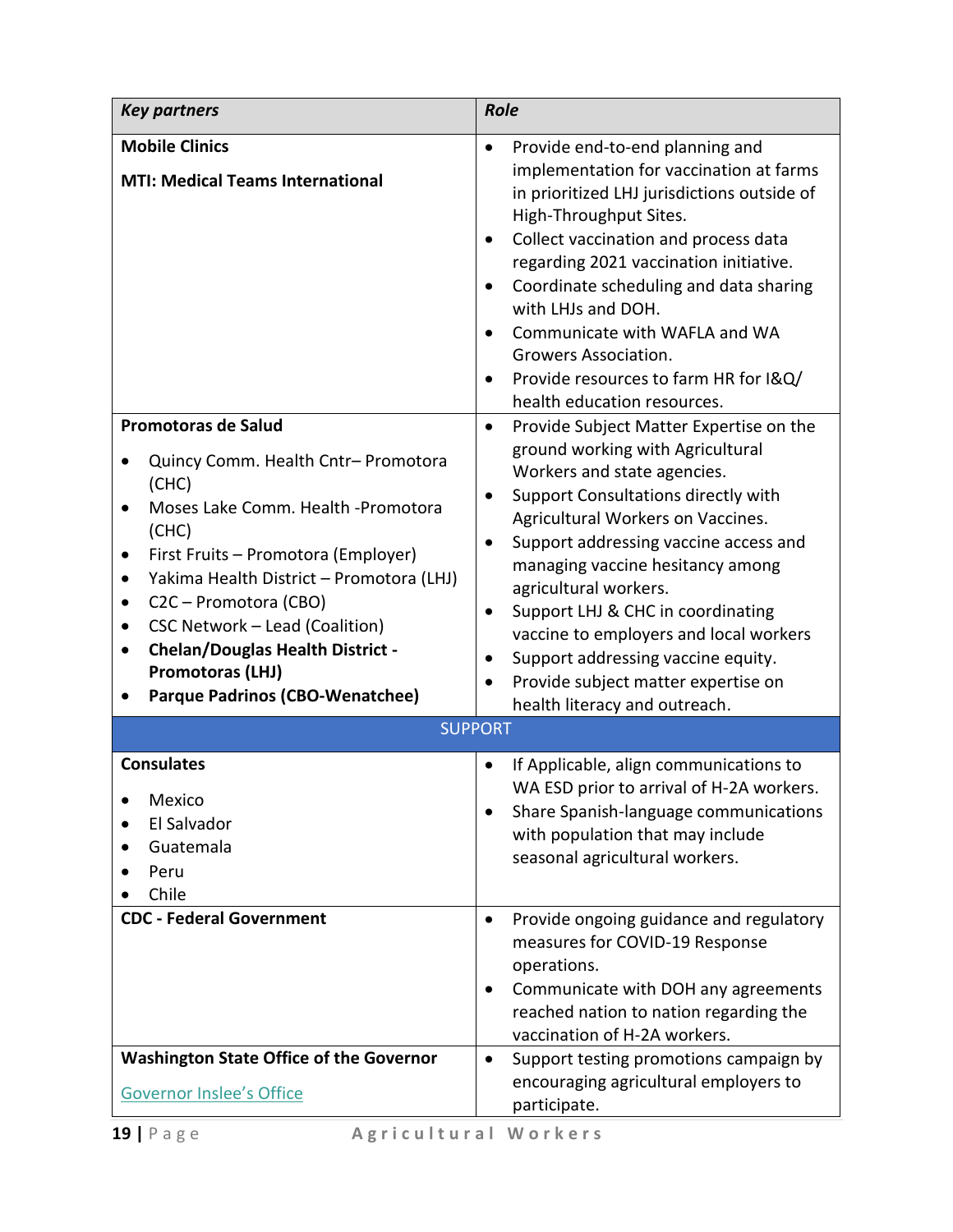| *Key partners* | *Role* |
|---|---|
| **Mobile Clinics**<br><br>**MTI: Medical Teams International** | • Provide end-to-end planning and implementation for vaccination at farms in prioritized LHJ jurisdictions outside of High-Throughput Sites.<br>• Collect vaccination and process data regarding 2021 vaccination initiative.<br>• Coordinate scheduling and data sharing with LHJs and DOH.<br>• Communicate with WAFLA and WA Growers Association.<br>• Provide resources to farm HR for I&Q/ health education resources. |
| **Promotoras de Salud**<br><br>• Quincy Comm. Health Cntr– Promotora (CHC)<br>• Moses Lake Comm. Health -Promotora (CHC)<br>• First Fruits – Promotora (Employer)<br>• Yakima Health District – Promotora (LHJ)<br>• C2C – Promotora (CBO)<br>• CSC Network – Lead (Coalition)<br>• **Chelan/Douglas Health District - Promotoras (LHJ)**<br>• **Parque Padrinos (CBO-Wenatchee)** | • Provide Subject Matter Expertise on the ground working with Agricultural Workers and state agencies.<br>• Support Consultations directly with Agricultural Workers on Vaccines.<br>• Support addressing vaccine access and managing vaccine hesitancy among agricultural workers.<br>• Support LHJ & CHC in coordinating vaccine to employers and local workers<br>• Support addressing vaccine equity.<br>• Provide subject matter expertise on health literacy and outreach. |
| SUPPORT | |
| **Consulates**<br><br>• Mexico<br>• El Salvador<br>• Guatemala<br>• Peru<br>• Chile | • If Applicable, align communications to WA ESD prior to arrival of H-2A workers.<br>• Share Spanish-language communications with population that may include seasonal agricultural workers. |
| **CDC - Federal Government** | • Provide ongoing guidance and regulatory measures for COVID-19 Response operations.<br>• Communicate with DOH any agreements reached nation to nation regarding the vaccination of H-2A workers. |
| **Washington State Office of the Governor**<br><br>Governor Inslee's Office | • Support testing promotions campaign by encouraging agricultural employers to participate. |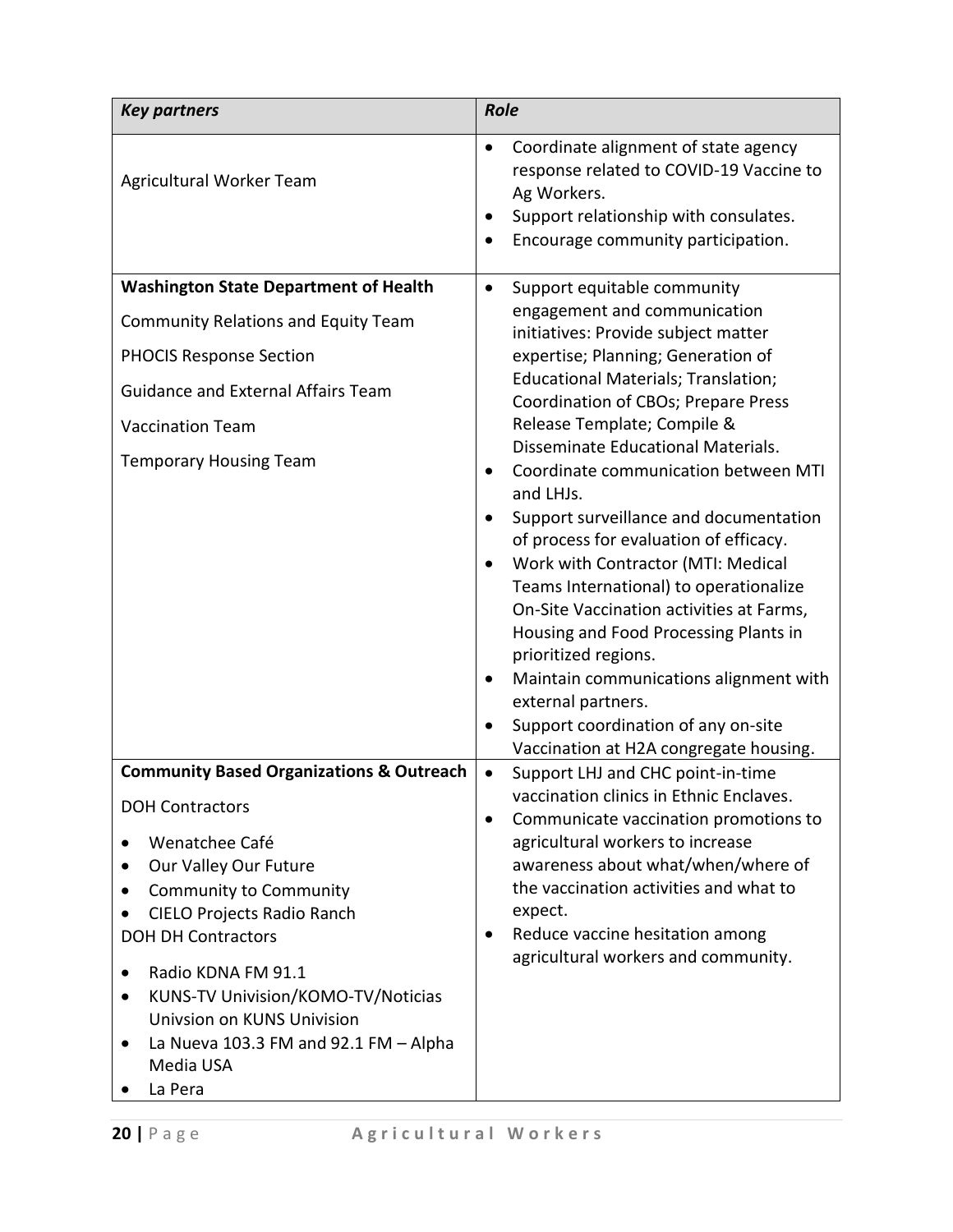| *Key partners* | *Role* |
|---|---|
| Agricultural Worker Team | • Coordinate alignment of state agency response related to COVID-19 Vaccine to Ag Workers.<br>• Support relationship with consulates.<br>• Encourage community participation. |
| **Washington State Department of Health**<br>Community Relations and Equity Team<br>PHOCIS Response Section<br>Guidance and External Affairs Team<br>Vaccination Team<br>Temporary Housing Team | • Support equitable community engagement and communication initiatives: Provide subject matter expertise; Planning; Generation of Educational Materials; Translation; Coordination of CBOs; Prepare Press Release Template; Compile & Disseminate Educational Materials.<br>• Coordinate communication between MTI and LHJs.<br>• Support surveillance and documentation of process for evaluation of efficacy.<br>• Work with Contractor (MTI: Medical Teams International) to operationalize On-Site Vaccination activities at Farms, Housing and Food Processing Plants in prioritized regions.<br>• Maintain communications alignment with external partners.<br>• Support coordination of any on-site Vaccination at H2A congregate housing. |
| **Community Based Organizations & Outreach**<br>DOH Contractors<br>• Wenatchee Café<br>• Our Valley Our Future<br>• Community to Community<br>• CIELO Projects Radio Ranch<br>DOH DH Contractors<br>• Radio KDNA FM 91.1<br>• KUNS-TV Univision/KOMO-TV/Noticias Univsion on KUNS Univision<br>• La Nueva 103.3 FM and 92.1 FM – Alpha Media USA<br>• La Pera | • Support LHJ and CHC point-in-time vaccination clinics in Ethnic Enclaves.<br>• Communicate vaccination promotions to agricultural workers to increase awareness about what/when/where of the vaccination activities and what to expect.<br>• Reduce vaccine hesitation among agricultural workers and community. |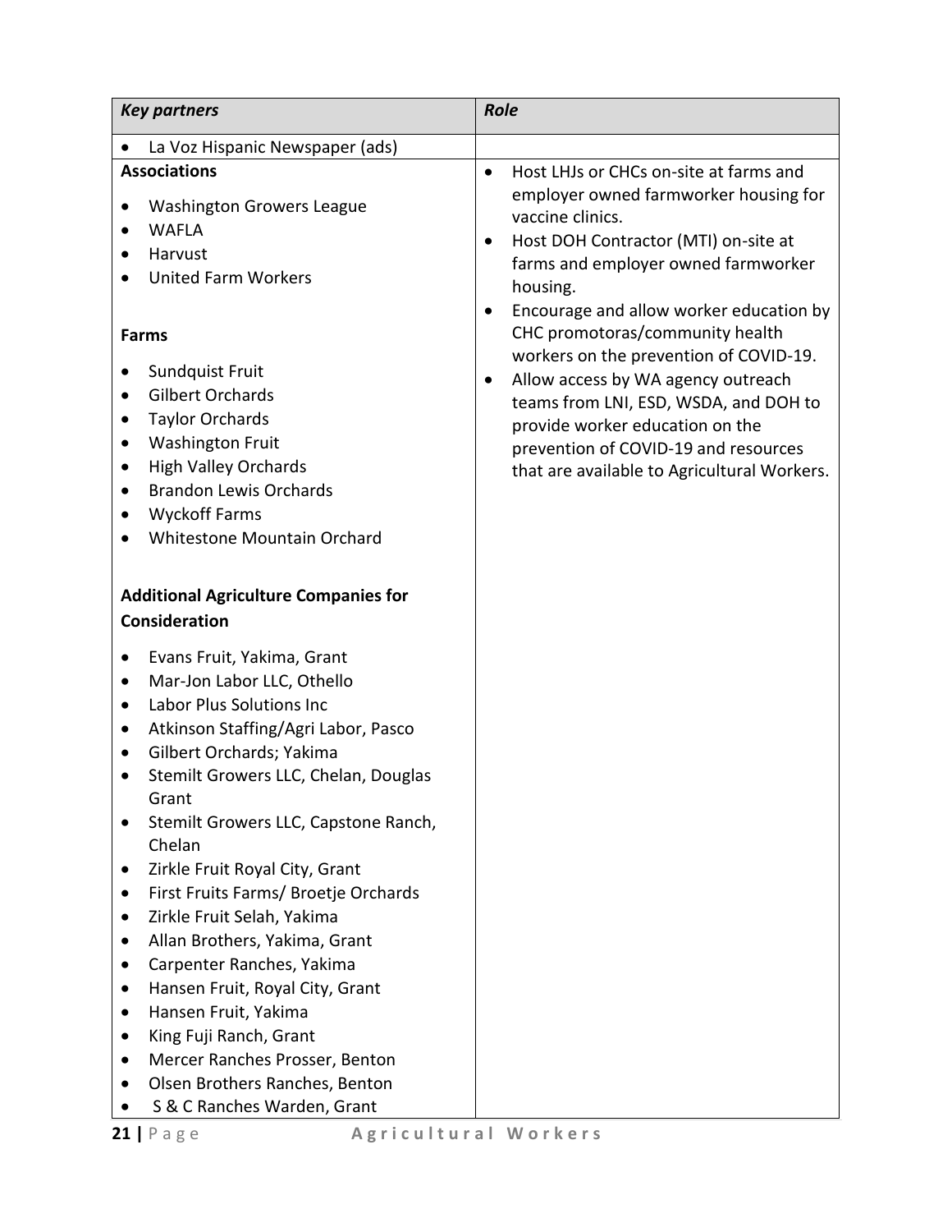| *Key partners* | *Role* |
|---|---|
| • La Voz Hispanic Newspaper (ads) | |
| **Associations**<br>• Washington Growers League<br>• WAFLA<br>• Harvust<br>• United Farm Workers<br><br>**Farms**<br>• Sundquist Fruit<br>• Gilbert Orchards<br>• Taylor Orchards<br>• Washington Fruit<br>• High Valley Orchards<br>• Brandon Lewis Orchards<br>• Wyckoff Farms<br>• Whitestone Mountain Orchard<br><br>**Additional Agriculture Companies for Consideration**<br>• Evans Fruit, Yakima, Grant<br>• Mar-Jon Labor LLC, Othello<br>• Labor Plus Solutions Inc<br>• Atkinson Staffing/Agri Labor, Pasco<br>• Gilbert Orchards; Yakima<br>• Stemilt Growers LLC, Chelan, Douglas Grant<br>• Stemilt Growers LLC, Capstone Ranch, Chelan<br>• Zirkle Fruit Royal City, Grant<br>• First Fruits Farms/ Broetje Orchards<br>• Zirkle Fruit Selah, Yakima<br>• Allan Brothers, Yakima, Grant<br>• Carpenter Ranches, Yakima<br>• Hansen Fruit, Royal City, Grant<br>• Hansen Fruit, Yakima<br>• King Fuji Ranch, Grant<br>• Mercer Ranches Prosser, Benton<br>• Olsen Brothers Ranches, Benton<br>• S & C Ranches Warden, Grant | • Host LHJs or CHCs on-site at farms and employer owned farmworker housing for vaccine clinics.<br>• Host DOH Contractor (MTI) on-site at farms and employer owned farmworker housing.<br>• Encourage and allow worker education by CHC promotoras/community health workers on the prevention of COVID-19.<br>• Allow access by WA agency outreach teams from LNI, ESD, WSDA, and DOH to provide worker education on the prevention of COVID-19 and resources that are available to Agricultural Workers. |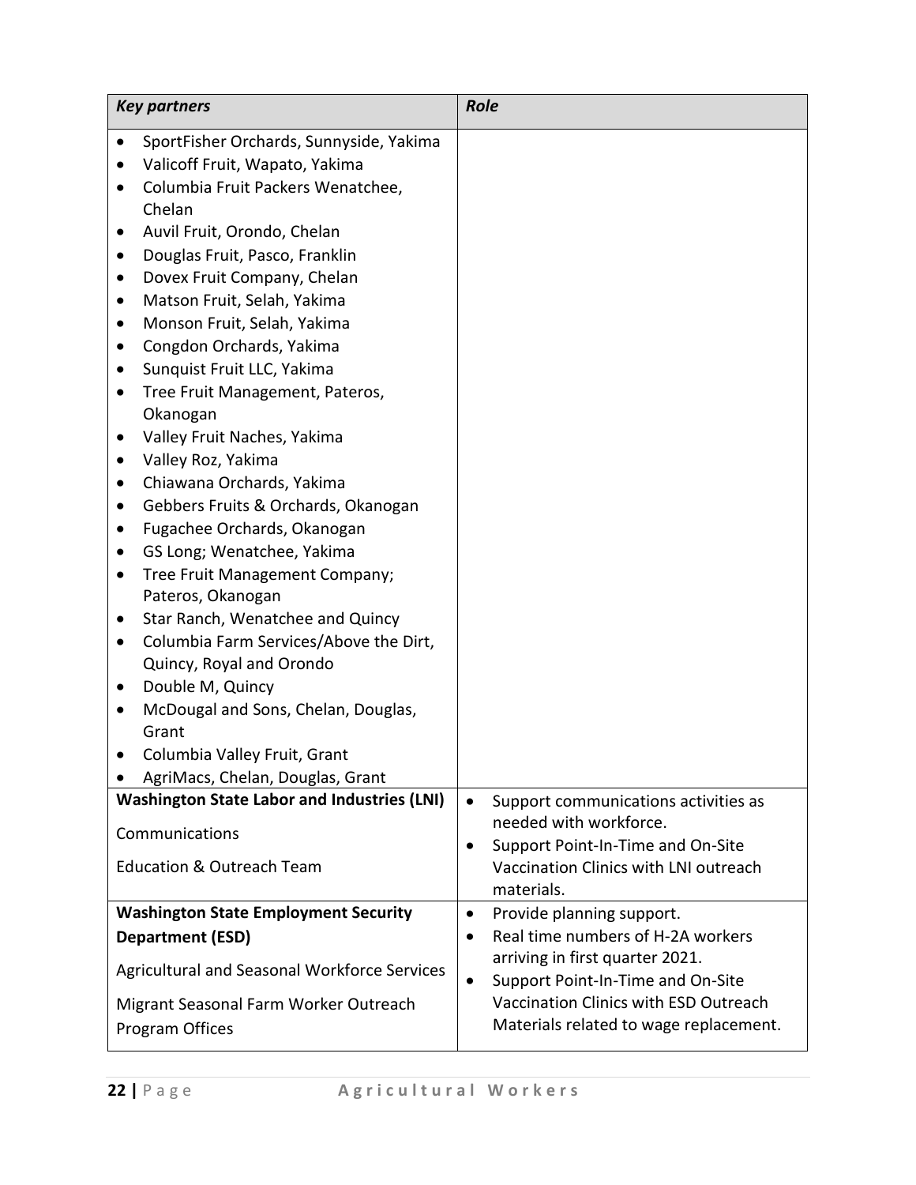| *Key partners* | *Role* |
| --- | --- |
| • SportFisher Orchards, Sunnyside, Yakima<br>• Valicoff Fruit, Wapato, Yakima<br>• Columbia Fruit Packers Wenatchee, Chelan<br>• Auvil Fruit, Orondo, Chelan<br>• Douglas Fruit, Pasco, Franklin<br>• Dovex Fruit Company, Chelan<br>• Matson Fruit, Selah, Yakima<br>• Monson Fruit, Selah, Yakima<br>• Congdon Orchards, Yakima<br>• Sunquist Fruit LLC, Yakima<br>• Tree Fruit Management, Pateros, Okanogan<br>• Valley Fruit Naches, Yakima<br>• Valley Roz, Yakima<br>• Chiawana Orchards, Yakima<br>• Gebbers Fruits & Orchards, Okanogan<br>• Fugachee Orchards, Okanogan<br>• GS Long; Wenatchee, Yakima<br>• Tree Fruit Management Company; Pateros, Okanogan<br>• Star Ranch, Wenatchee and Quincy<br>• Columbia Farm Services/Above the Dirt, Quincy, Royal and Orondo<br>• Double M, Quincy<br>• McDougal and Sons, Chelan, Douglas, Grant<br>• Columbia Valley Fruit, Grant<br>• AgriMacs, Chelan, Douglas, Grant | |
| **Washington State Labor and Industries (LNI)**<br>Communications<br>Education & Outreach Team | • Support communications activities as needed with workforce.<br>• Support Point-In-Time and On-Site Vaccination Clinics with LNI outreach materials. |
| **Washington State Employment Security Department (ESD)**<br>Agricultural and Seasonal Workforce Services<br>Migrant Seasonal Farm Worker Outreach Program Offices | • Provide planning support.<br>• Real time numbers of H-2A workers arriving in first quarter 2021.<br>• Support Point-In-Time and On-Site Vaccination Clinics with ESD Outreach Materials related to wage replacement. |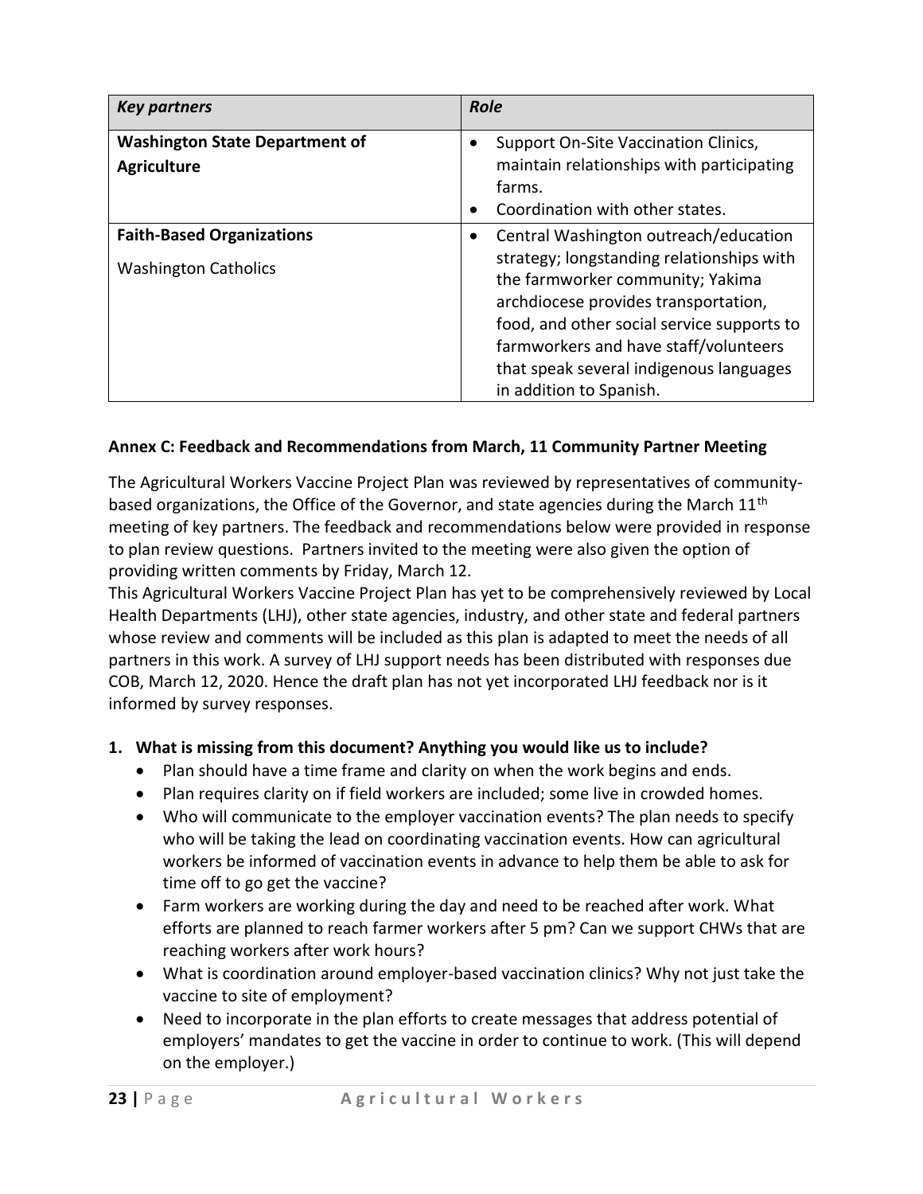| *Key partners* | *Role* |
|---|---|
| **Washington State Department of Agriculture** | • Support On-Site Vaccination Clinics, maintain relationships with participating farms.<br>• Coordination with other states. |
| **Faith-Based Organizations**<br><br>Washington Catholics | • Central Washington outreach/education strategy; longstanding relationships with the farmworker community; Yakima archdiocese provides transportation, food, and other social service supports to farmworkers and have staff/volunteers that speak several indigenous languages in addition to Spanish. |

**Annex C: Feedback and Recommendations from March, 11 Community Partner Meeting**

The Agricultural Workers Vaccine Project Plan was reviewed by representatives of community-based organizations, the Office of the Governor, and state agencies during the March 11th meeting of key partners. The feedback and recommendations below were provided in response to plan review questions. Partners invited to the meeting were also given the option of providing written comments by Friday, March 12.

This Agricultural Workers Vaccine Project Plan has yet to be comprehensively reviewed by Local Health Departments (LHJ), other state agencies, industry, and other state and federal partners whose review and comments will be included as this plan is adapted to meet the needs of all partners in this work. A survey of LHJ support needs has been distributed with responses due COB, March 12, 2020. Hence the draft plan has not yet incorporated LHJ feedback nor is it informed by survey responses.

1. **What is missing from this document? Anything you would like us to include?**
   - Plan should have a time frame and clarity on when the work begins and ends.
   - Plan requires clarity on if field workers are included; some live in crowded homes.
   - Who will communicate to the employer vaccination events? The plan needs to specify who will be taking the lead on coordinating vaccination events. How can agricultural workers be informed of vaccination events in advance to help them be able to ask for time off to go get the vaccine?
   - Farm workers are working during the day and need to be reached after work. What efforts are planned to reach farmer workers after 5 pm? Can we support CHWs that are reaching workers after work hours?
   - What is coordination around employer-based vaccination clinics? Why not just take the vaccine to site of employment?
   - Need to incorporate in the plan efforts to create messages that address potential of employers' mandates to get the vaccine in order to continue to work. (This will depend on the employer.)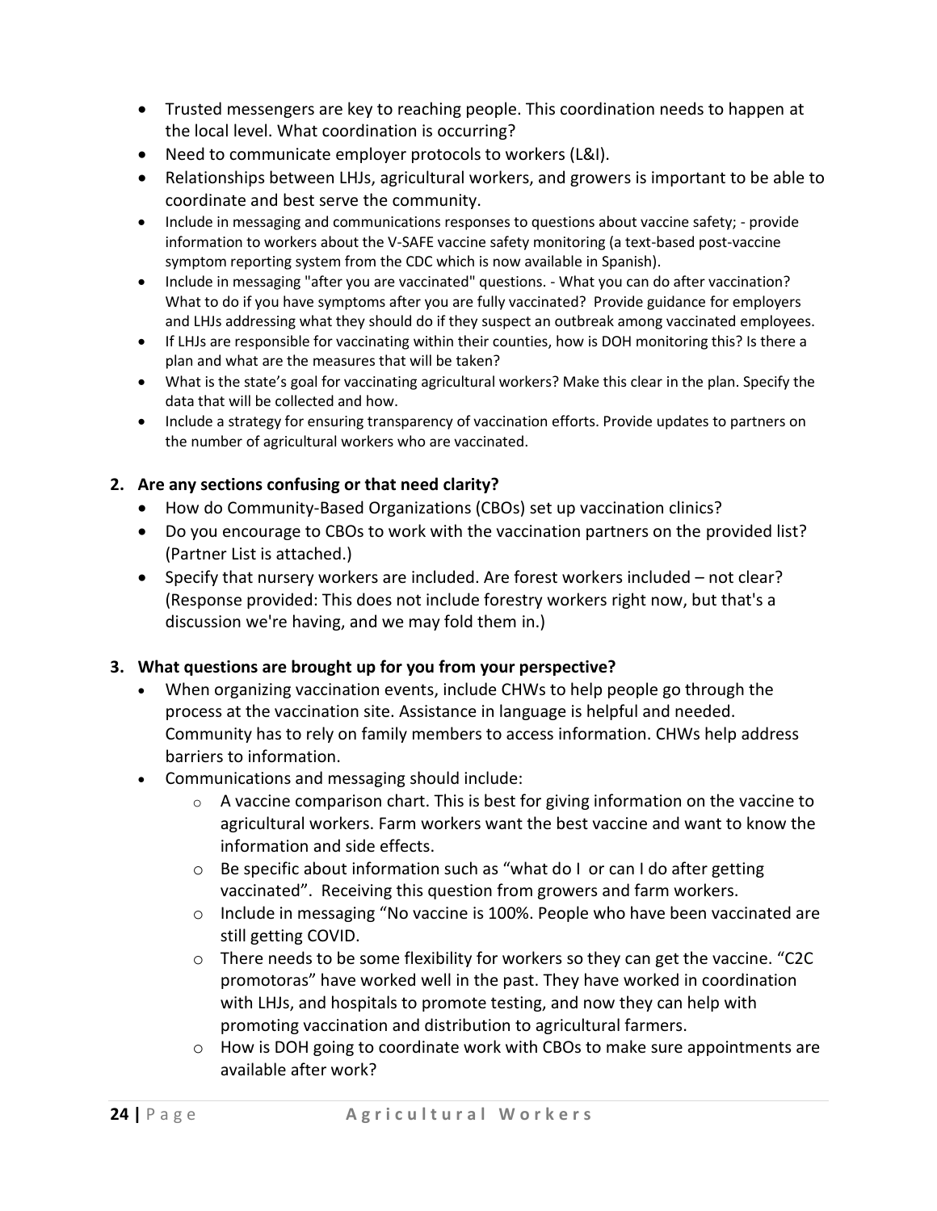- Trusted messengers are key to reaching people. This coordination needs to happen at the local level. What coordination is occurring?
- Need to communicate employer protocols to workers (L&I).
- Relationships between LHJs, agricultural workers, and growers is important to be able to coordinate and best serve the community.
- Include in messaging and communications responses to questions about vaccine safety; - provide information to workers about the V-SAFE vaccine safety monitoring (a text-based post-vaccine symptom reporting system from the CDC which is now available in Spanish).
- Include in messaging "after you are vaccinated" questions. - What you can do after vaccination? What to do if you have symptoms after you are fully vaccinated? Provide guidance for employers and LHJs addressing what they should do if they suspect an outbreak among vaccinated employees.
- If LHJs are responsible for vaccinating within their counties, how is DOH monitoring this? Is there a plan and what are the measures that will be taken?
- What is the state's goal for vaccinating agricultural workers? Make this clear in the plan. Specify the data that will be collected and how.
- Include a strategy for ensuring transparency of vaccination efforts. Provide updates to partners on the number of agricultural workers who are vaccinated.

**2. Are any sections confusing or that need clarity?**

- How do Community-Based Organizations (CBOs) set up vaccination clinics?
- Do you encourage to CBOs to work with the vaccination partners on the provided list? (Partner List is attached.)
- Specify that nursery workers are included. Are forest workers included – not clear? (Response provided: This does not include forestry workers right now, but that's a discussion we're having, and we may fold them in.)

**3. What questions are brought up for you from your perspective?**

- When organizing vaccination events, include CHWs to help people go through the process at the vaccination site. Assistance in language is helpful and needed. Community has to rely on family members to access information. CHWs help address barriers to information.
- Communications and messaging should include:
  - A vaccine comparison chart. This is best for giving information on the vaccine to agricultural workers. Farm workers want the best vaccine and want to know the information and side effects.
  - Be specific about information such as "what do I or can I do after getting vaccinated". Receiving this question from growers and farm workers.
  - Include in messaging "No vaccine is 100%. People who have been vaccinated are still getting COVID.
  - There needs to be some flexibility for workers so they can get the vaccine. "C2C promotoras" have worked well in the past. They have worked in coordination with LHJs, and hospitals to promote testing, and now they can help with promoting vaccination and distribution to agricultural farmers.
  - How is DOH going to coordinate work with CBOs to make sure appointments are available after work?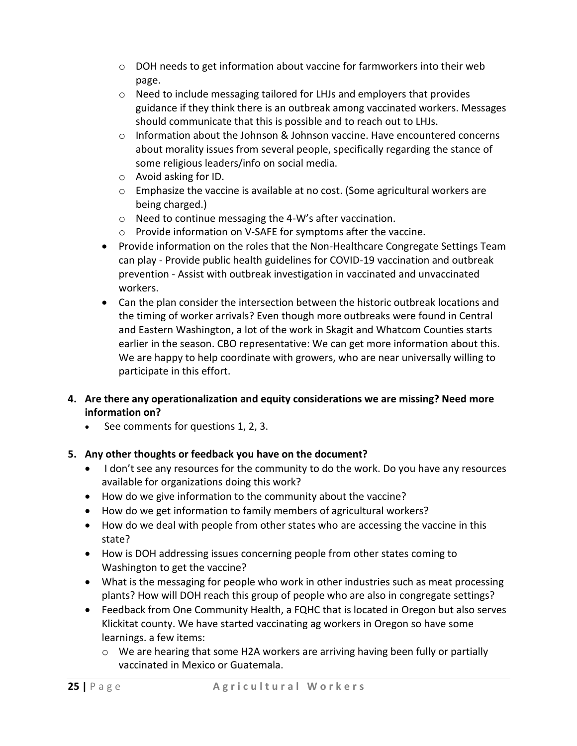- DOH needs to get information about vaccine for farmworkers into their web page.
  - Need to include messaging tailored for LHJs and employers that provides guidance if they think there is an outbreak among vaccinated workers. Messages should communicate that this is possible and to reach out to LHJs.
  - Information about the Johnson & Johnson vaccine. Have encountered concerns about morality issues from several people, specifically regarding the stance of some religious leaders/info on social media.
  - Avoid asking for ID.
  - Emphasize the vaccine is available at no cost. (Some agricultural workers are being charged.)
  - Need to continue messaging the 4-W's after vaccination.
  - Provide information on V-SAFE for symptoms after the vaccine.
- Provide information on the roles that the Non-Healthcare Congregate Settings Team can play - Provide public health guidelines for COVID-19 vaccination and outbreak prevention - Assist with outbreak investigation in vaccinated and unvaccinated workers.
- Can the plan consider the intersection between the historic outbreak locations and the timing of worker arrivals? Even though more outbreaks were found in Central and Eastern Washington, a lot of the work in Skagit and Whatcom Counties starts earlier in the season. CBO representative: We can get more information about this. We are happy to help coordinate with growers, who are near universally willing to participate in this effort.

**4. Are there any operationalization and equity considerations we are missing? Need more information on?**

- See comments for questions 1, 2, 3.

**5. Any other thoughts or feedback you have on the document?**

- I don't see any resources for the community to do the work. Do you have any resources available for organizations doing this work?
- How do we give information to the community about the vaccine?
- How do we get information to family members of agricultural workers?
- How do we deal with people from other states who are accessing the vaccine in this state?
- How is DOH addressing issues concerning people from other states coming to Washington to get the vaccine?
- What is the messaging for people who work in other industries such as meat processing plants? How will DOH reach this group of people who are also in congregate settings?
- Feedback from One Community Health, a FQHC that is located in Oregon but also serves Klickitat county. We have started vaccinating ag workers in Oregon so have some learnings. a few items:
  - We are hearing that some H2A workers are arriving having been fully or partially vaccinated in Mexico or Guatemala.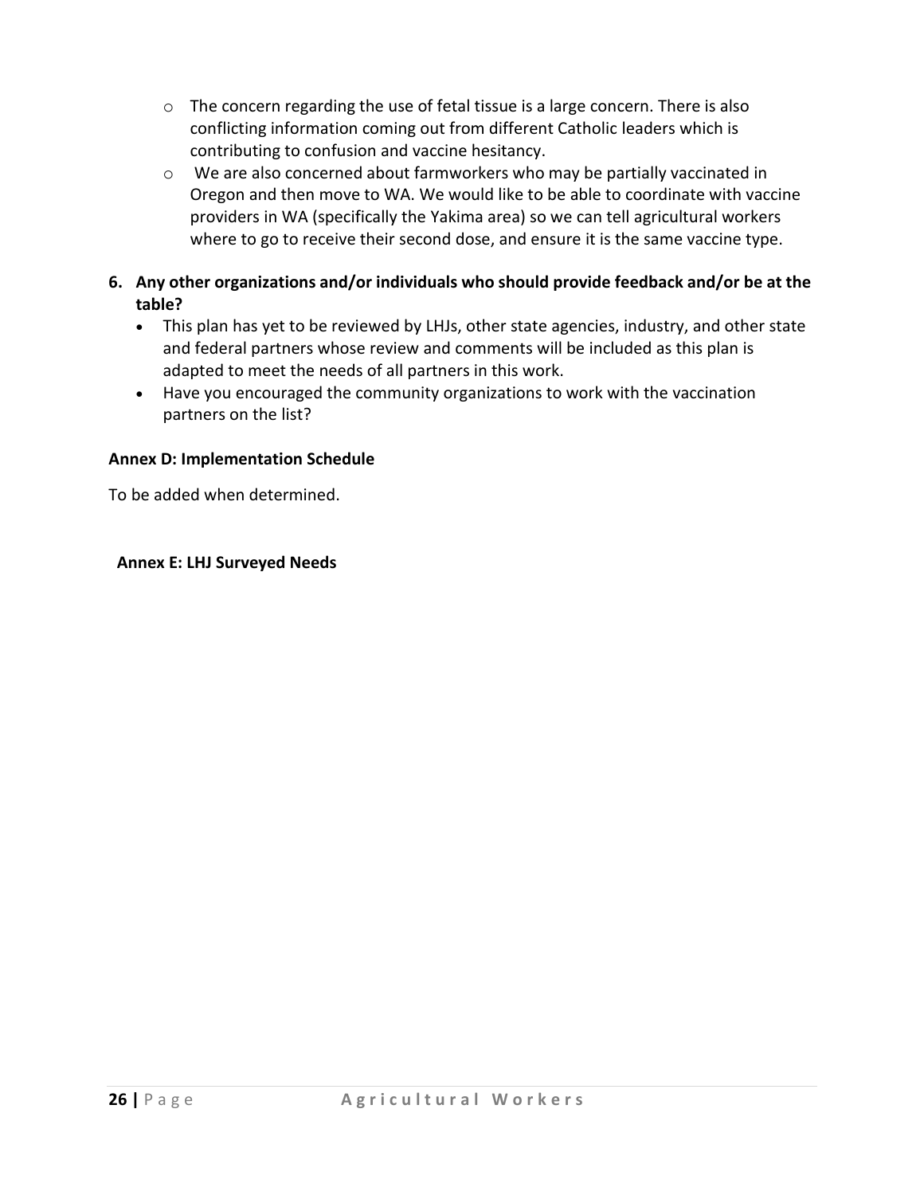- The concern regarding the use of fetal tissue is a large concern. There is also conflicting information coming out from different Catholic leaders which is contributing to confusion and vaccine hesitancy.
  - We are also concerned about farmworkers who may be partially vaccinated in Oregon and then move to WA. We would like to be able to coordinate with vaccine providers in WA (specifically the Yakima area) so we can tell agricultural workers where to go to receive their second dose, and ensure it is the same vaccine type.

6. **Any other organizations and/or individuals who should provide feedback and/or be at the table?**
   - This plan has yet to be reviewed by LHJs, other state agencies, industry, and other state and federal partners whose review and comments will be included as this plan is adapted to meet the needs of all partners in this work.
   - Have you encouraged the community organizations to work with the vaccination partners on the list?

**Annex D: Implementation Schedule**

To be added when determined.

**Annex E: LHJ Surveyed Needs**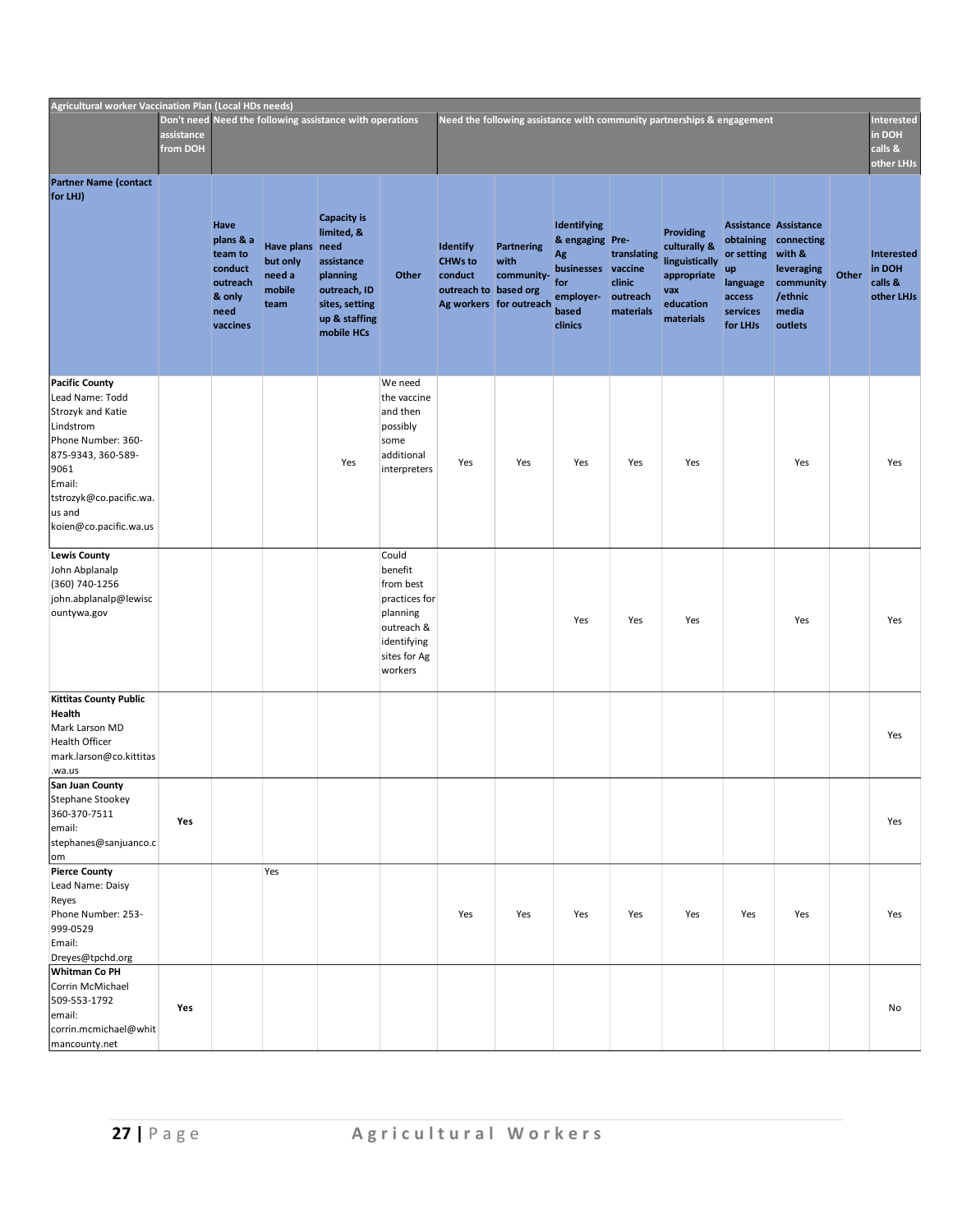| Agricultural worker Vaccination Plan (Local HDs needs) | | | | | | | | | | | | | | | |
|---|---|---|---|---|---|---|---|---|---|---|---|---|---|---|---|
| | Don't need assistance from DOH | Need the following assistance with operations | | | | Need the following assistance with community partnerships & engagement | | | | | | | | | Interested in DOH calls & other LHJs |
| Partner Name (contact for LHJ) | | Have plans & a team to conduct outreach & only need vaccines | Have plans but only need a mobile team | Capacity is limited, & need assistance planning outreach, ID sites, setting up & staffing mobile HCs | Other | Identify CHWs to conduct outreach to Ag workers | Partnering with community-based org for outreach | Identifying & engaging Ag businesses for employer-based clinics | Pre-translating vaccine clinic outreach materials | Providing culturally & linguistically appropriate vax education materials | Assistance obtaining or setting up language access services for LHJs | Assistance connecting with & leveraging community /ethnic media outlets | Other | Interested in DOH calls & other LHJs |
| **Pacific County** Lead Name: Todd Strozyk and Katie Lindstrom Phone Number: 360-875-9343, 360-589-9061 Email: tstrozyk@co.pacific.wa.us and koien@co.pacific.wa.us | | | | Yes | We need the vaccine and then possibly some additional interpreters | Yes | Yes | Yes | Yes | Yes | | Yes | | Yes |
| **Lewis County** John Abplanalp (360) 740-1256 john.abplanalp@lewiscountywa.gov | | | | | Could benefit from best practices for planning outreach & identifying sites for Ag workers | | | Yes | Yes | Yes | | Yes | | Yes |
| **Kittitas County Public Health** Mark Larson MD Health Officer mark.larson@co.kittitas.wa.us | | | | | | | | | | | | | | Yes |
| **San Juan County** Stephane Stookey 360-370-7511 email: stephanes@sanjuanco.com | Yes | | | | | | | | | | | | | Yes |
| **Pierce County** Lead Name: Daisy Reyes Phone Number: 253-999-0529 Email: Dreyes@tpchd.org | | | Yes | | | Yes | Yes | Yes | Yes | Yes | Yes | Yes | | Yes |
| **Whitman Co PH** Corrin McMichael 509-553-1792 email: corrin.mcmichael@whitmancounty.net | Yes | | | | | | | | | | | | | No |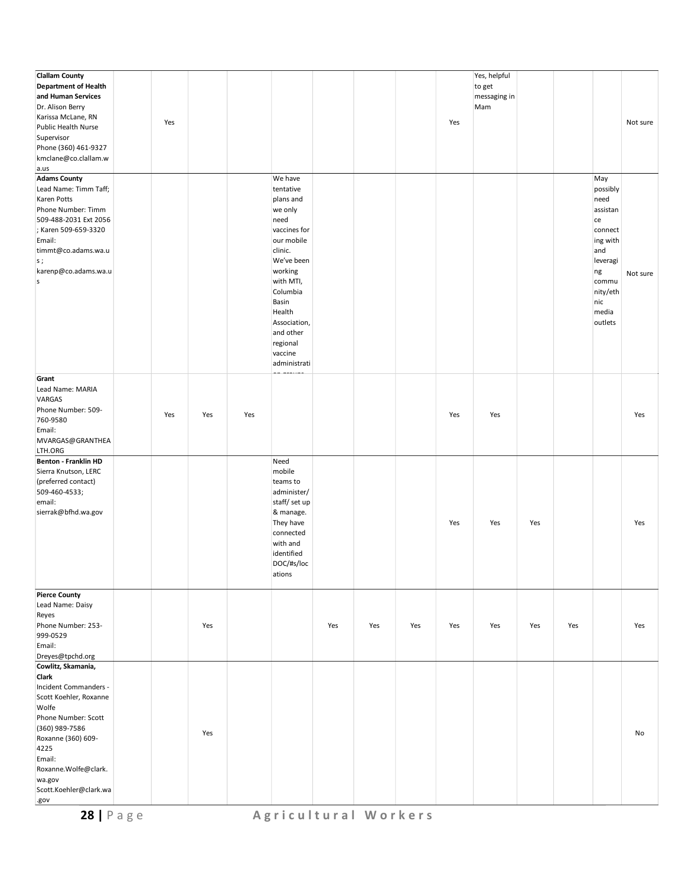| | | | | | | | | | | | | | | |
|---|---|---|---|---|---|---|---|---|---|---|---|---|---|---|
| **Clallam County Department of Health and Human Services** Dr. Alison Berry Karissa McLane, RN Public Health Nurse Supervisor Phone (360) 461-9327 kmclane@co.clallam.wa.us | | Yes | | | | | | | Yes | Yes, helpful to get messaging in Mam | | | | Not sure |
| **Adams County** Lead Name: Timm Taff; Karen Potts Phone Number: Timm 509-488-2031 Ext 2056 ; Karen 509-659-3320 Email: timmt@co.adams.wa.us ; karenp@co.adams.wa.us | | | | | We have tentative plans and we only need vaccines for our mobile clinic. We've been working with MTI, Columbia Basin Health Association, and other regional vaccine administration groups | | | | | | | | May possibly need assistance connecting with and leveraging community/ethnic media outlets | Not sure |
| **Grant** Lead Name: MARIA VARGAS Phone Number: 509-760-9580 Email: MVARGAS@GRANTHEALTH.ORG | | Yes | Yes | Yes | | | | | Yes | Yes | | | | Yes |
| **Benton - Franklin HD** Sierra Knutson, LERC (preferred contact) 509-460-4533; email: sierrak@bfhd.wa.gov | | | | | Need mobile teams to administer/ staff/ set up & manage. They have connected with and identified DOC/#s/locations | | | | Yes | Yes | Yes | | | Yes |
| **Pierce County** Lead Name: Daisy Reyes Phone Number: 253-999-0529 Email: Dreyes@tpchd.org | | | Yes | | | Yes | Yes | Yes | Yes | Yes | Yes | Yes | | Yes |
| **Cowlitz, Skamania, Clark** Incident Commanders - Scott Koehler, Roxanne Wolfe Phone Number: Scott (360) 989-7586 Roxanne (360) 609-4225 Email: Roxanne.Wolfe@clark.wa.gov Scott.Koehler@clark.wa.gov | | | Yes | | | | | | | | | | | No |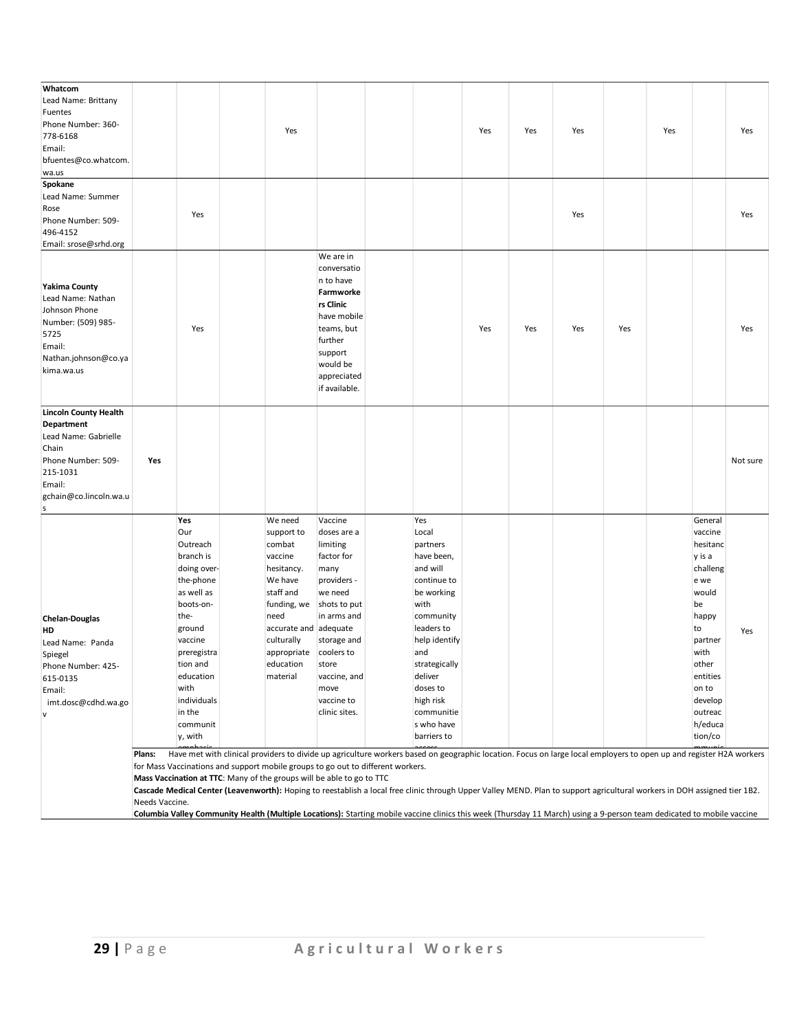| | | | | | | | | | | | | | | |
|---|---|---|---|---|---|---|---|---|---|---|---|---|---|---|
| **Whatcom**<br>Lead Name: Brittany Fuentes<br>Phone Number: 360-778-6168<br>Email: bfuentes@co.whatcom.wa.us | | | | Yes | | | | Yes | Yes | Yes | | Yes | | Yes |
| **Spokane**<br>Lead Name: Summer Rose<br>Phone Number: 509-496-4152<br>Email: srose@srhd.org | | Yes | | | | | | | | Yes | | | | Yes |
| **Yakima County**<br>Lead Name: Nathan Johnson Phone Number: (509) 985-5725<br>Email: Nathan.johnson@co.yakima.wa.us | | Yes | | | We are in conversation to have **Farmworkers Clinic** have mobile teams, but further support would be appreciated if available. | | | Yes | Yes | Yes | Yes | | | Yes |
| **Lincoln County Health Department**<br>Lead Name: Gabrielle Chain<br>Phone Number: 509-215-1031<br>Email: gchain@co.lincoln.wa.us | **Yes** | | | | | | | | | | | | | Not sure |
| **Chelan-Douglas HD**<br>Lead Name: Panda Spiegel<br>Phone Number: 425-615-0135<br>Email: imt.dosc@cdhd.wa.gov | | **Yes**<br>Our Outreach branch is doing over-the-phone as well as boots-on-the-ground vaccine preregistration and education with individuals in the community, with emphasis | | We need support to combat vaccine hesitancy. We have staff and funding, we need accurate and culturally appropriate education material | Vaccine doses are a limiting factor for many providers - we need shots to put in arms and adequate storage and coolers to store vaccine, and move vaccine to clinic sites. | | Yes<br>Local partners have been, and will continue to be working with community leaders to help identify and strategically deliver doses to high risk communities who have barriers to access | | | | | | General vaccine hesitancy is a challenge we would be happy to partner with other entities on to develop outreach/education/communic | Yes |
| | **Plans:** Have met with clinical providers to divide up agriculture workers based on geographic location. Focus on large local employers to open up and register H2A workers for Mass Vaccinations and support mobile groups to go out to different workers.<br>**Mass Vaccination at TTC**: Many of the groups will be able to go to TTC<br>**Cascade Medical Center (Leavenworth):** Hoping to reestablish a local free clinic through Upper Valley MEND. Plan to support agricultural workers in DOH assigned tier 1B2. Needs Vaccine.<br>**Columbia Valley Community Health (Multiple Locations):** Starting mobile vaccine clinics this week (Thursday 11 March) using a 9-person team dedicated to mobile vaccine | | | | | | | | | | | | | |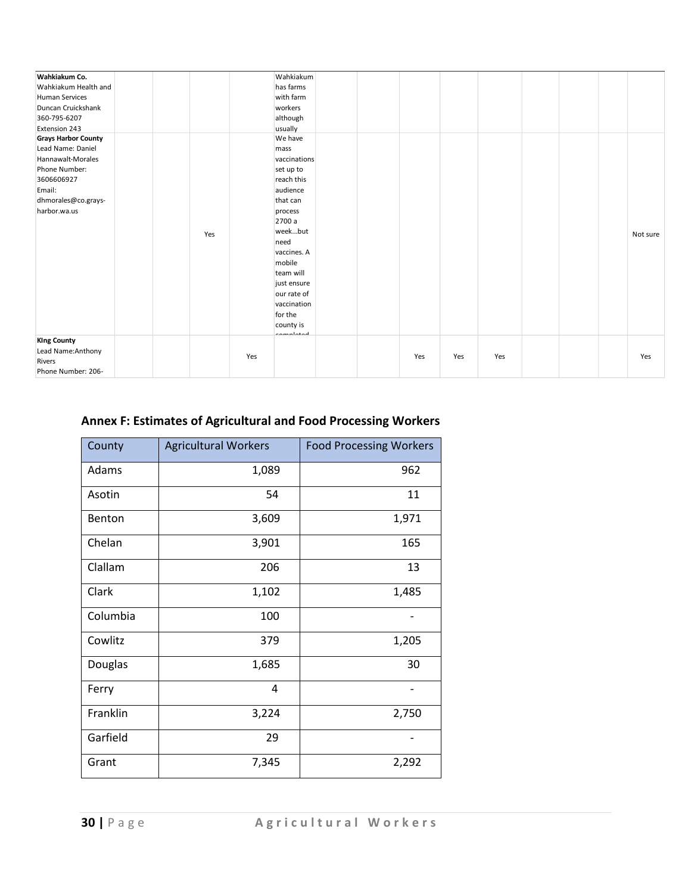| | | | | | | | | | | | | | | |
|---|---|---|---|---|---|---|---|---|---|---|---|---|---|---|
| **Wahkiakum Co.** Wahkiakum Health and Human Services Duncan Cruickshank 360-795-6207 Extension 243 | | | | | Wahkiakum has farms with farm workers although usually | | | | | | | | | |
| **Grays Harbor County** Lead Name: Daniel Hannawalt-Morales Phone Number: 3606606927 Email: dhmorales@co.grays-harbor.wa.us | | | Yes | | We have mass vaccinations set up to reach this audience that can process 2700 a week…but need vaccines. A mobile team will just ensure our rate of vaccination for the county is completed | | | | | | | | | Not sure |
| **KIng County** Lead Name:Anthony Rivers Phone Number: 206- | | | | Yes | | | | Yes | Yes | Yes | | | | Yes |

## Annex F: Estimates of Agricultural and Food Processing Workers

| County | Agricultural Workers | Food Processing Workers |
|---|---|---|
| Adams | 1,089 | 962 |
| Asotin | 54 | 11 |
| Benton | 3,609 | 1,971 |
| Chelan | 3,901 | 165 |
| Clallam | 206 | 13 |
| Clark | 1,102 | 1,485 |
| Columbia | 100 | - |
| Cowlitz | 379 | 1,205 |
| Douglas | 1,685 | 30 |
| Ferry | 4 | - |
| Franklin | 3,224 | 2,750 |
| Garfield | 29 | - |
| Grant | 7,345 | 2,292 |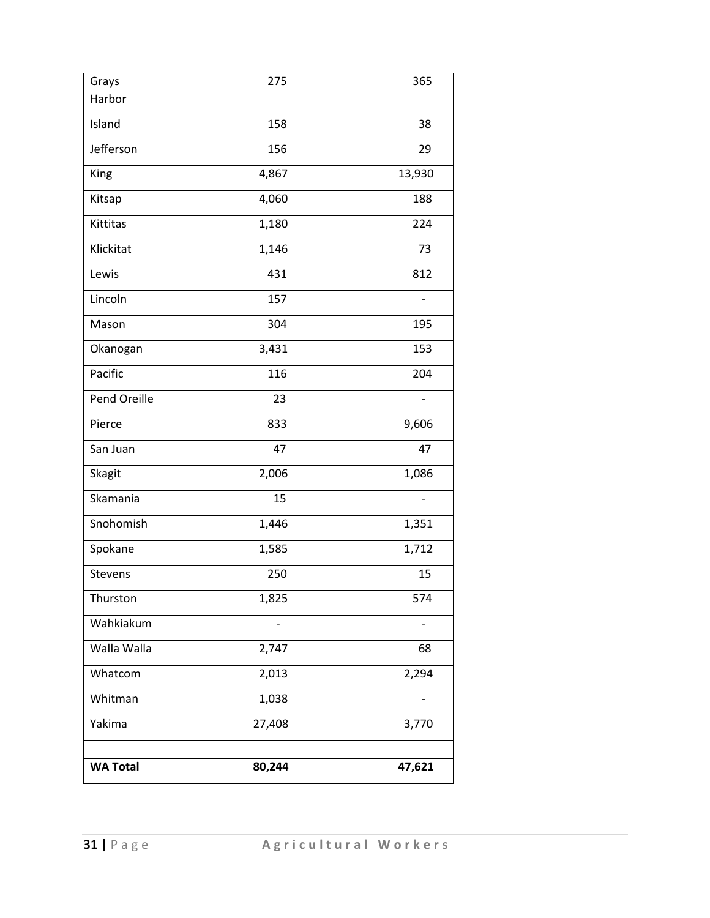| Grays Harbor | 275 | 365 |
|---|---|---|
| Island | 158 | 38 |
| Jefferson | 156 | 29 |
| King | 4,867 | 13,930 |
| Kitsap | 4,060 | 188 |
| Kittitas | 1,180 | 224 |
| Klickitat | 1,146 | 73 |
| Lewis | 431 | 812 |
| Lincoln | 157 | - |
| Mason | 304 | 195 |
| Okanogan | 3,431 | 153 |
| Pacific | 116 | 204 |
| Pend Oreille | 23 | - |
| Pierce | 833 | 9,606 |
| San Juan | 47 | 47 |
| Skagit | 2,006 | 1,086 |
| Skamania | 15 | - |
| Snohomish | 1,446 | 1,351 |
| Spokane | 1,585 | 1,712 |
| Stevens | 250 | 15 |
| Thurston | 1,825 | 574 |
| Wahkiakum | - | - |
| Walla Walla | 2,747 | 68 |
| Whatcom | 2,013 | 2,294 |
| Whitman | 1,038 | - |
| Yakima | 27,408 | 3,770 |
| | | |
| **WA Total** | **80,244** | **47,621** |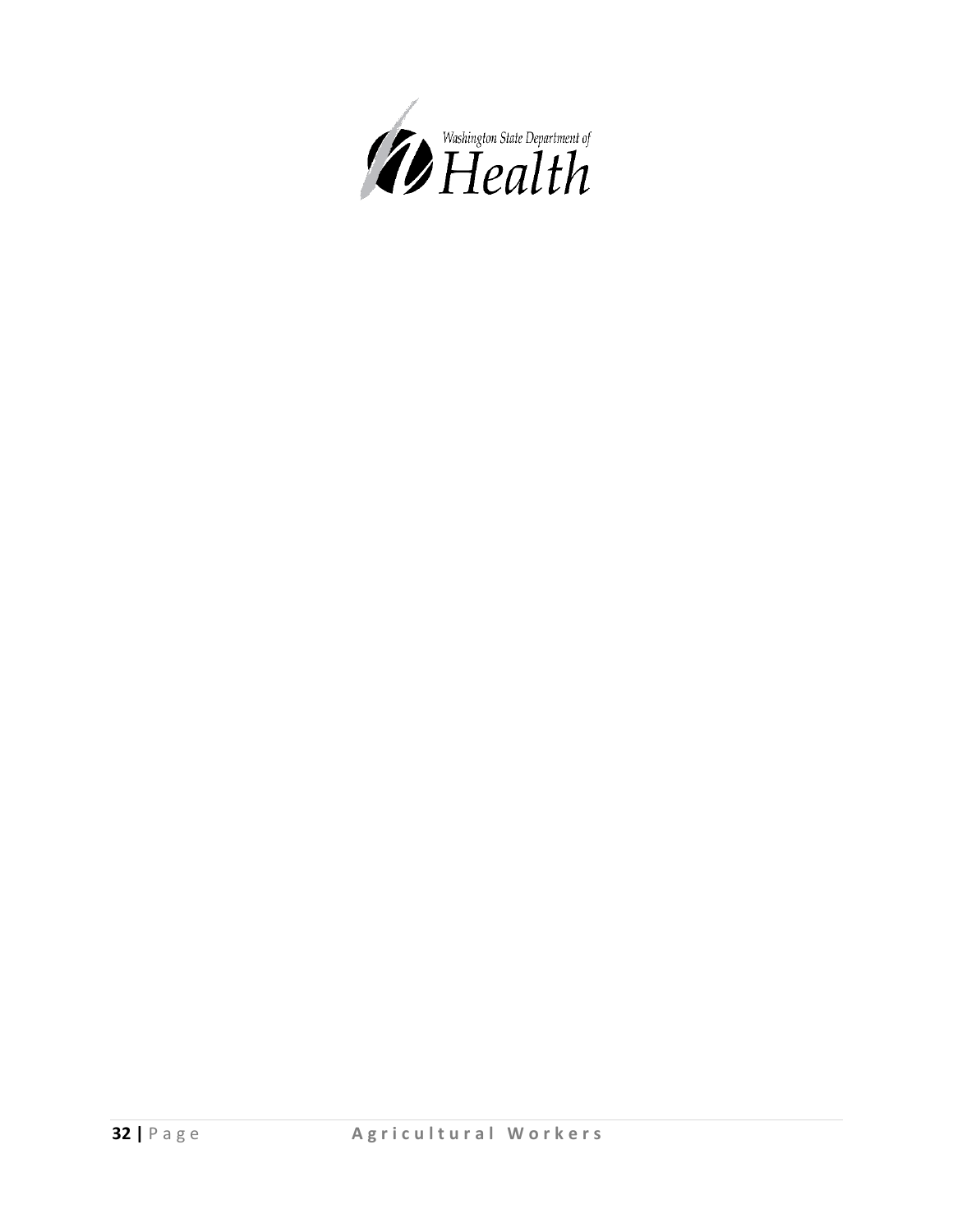Washington State Department of Health